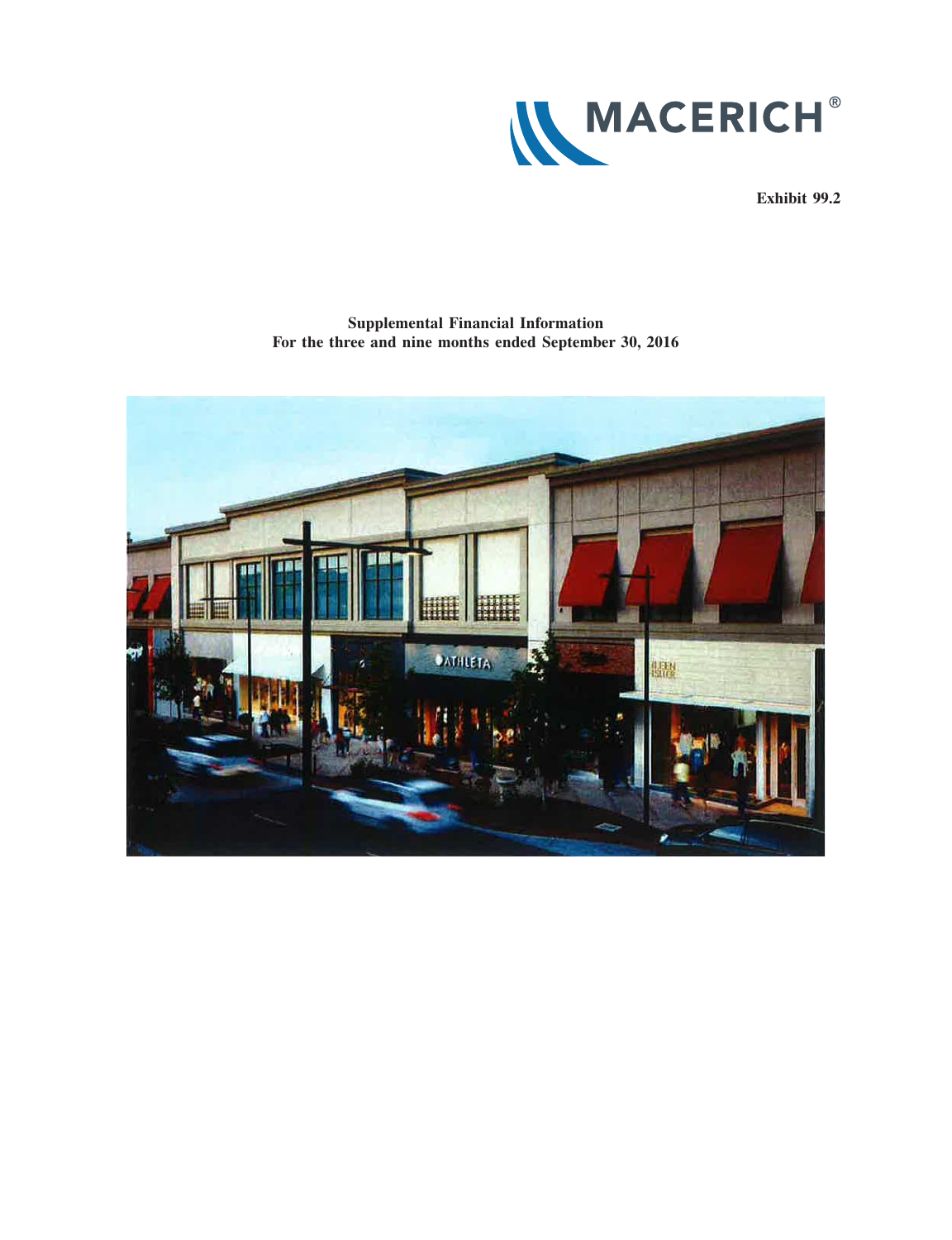MACERICH®

**Exhibit 99.2**

**Supplemental Financial Information**
**For the three and nine months ended September 30, 2016**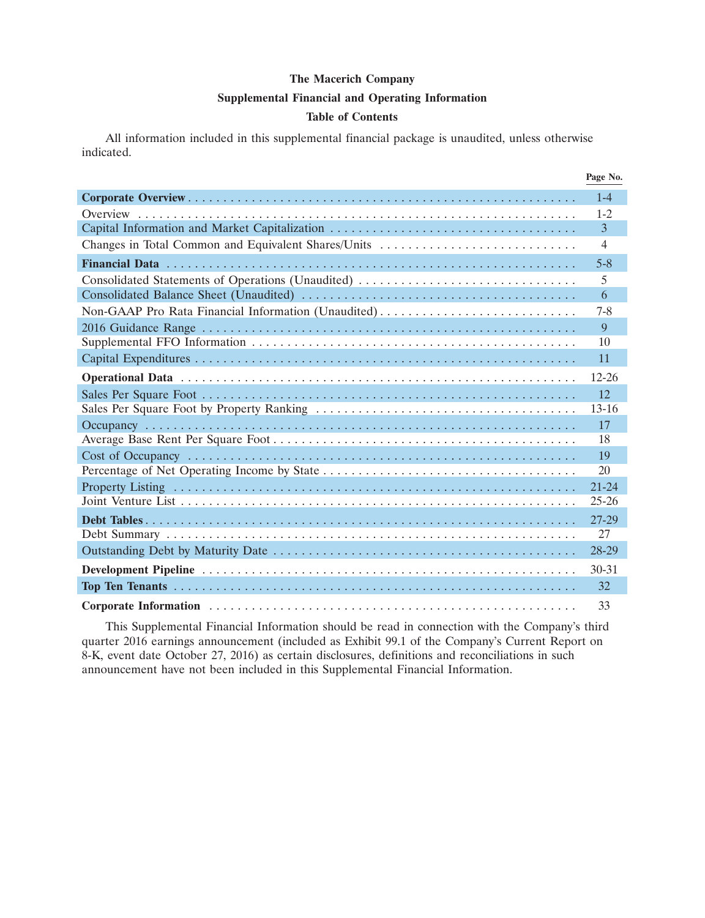# The Macerich Company

## Supplemental Financial and Operating Information

## Table of Contents

All information included in this supplemental financial package is unaudited, unless otherwise indicated.

| | Page No. |
|---|---|
| **Corporate Overview** | 1-4 |
| Overview | 1-2 |
| Capital Information and Market Capitalization | 3 |
| Changes in Total Common and Equivalent Shares/Units | 4 |
| **Financial Data** | 5-8 |
| Consolidated Statements of Operations (Unaudited) | 5 |
| Consolidated Balance Sheet (Unaudited) | 6 |
| Non-GAAP Pro Rata Financial Information (Unaudited) | 7-8 |
| 2016 Guidance Range | 9 |
| Supplemental FFO Information | 10 |
| Capital Expenditures | 11 |
| **Operational Data** | 12-26 |
| Sales Per Square Foot | 12 |
| Sales Per Square Foot by Property Ranking | 13-16 |
| Occupancy | 17 |
| Average Base Rent Per Square Foot | 18 |
| Cost of Occupancy | 19 |
| Percentage of Net Operating Income by State | 20 |
| Property Listing | 21-24 |
| Joint Venture List | 25-26 |
| **Debt Tables** | 27-29 |
| Debt Summary | 27 |
| Outstanding Debt by Maturity Date | 28-29 |
| **Development Pipeline** | 30-31 |
| **Top Ten Tenants** | 32 |
| **Corporate Information** | 33 |

This Supplemental Financial Information should be read in connection with the Company's third quarter 2016 earnings announcement (included as Exhibit 99.1 of the Company's Current Report on 8-K, event date October 27, 2016) as certain disclosures, definitions and reconciliations in such announcement have not been included in this Supplemental Financial Information.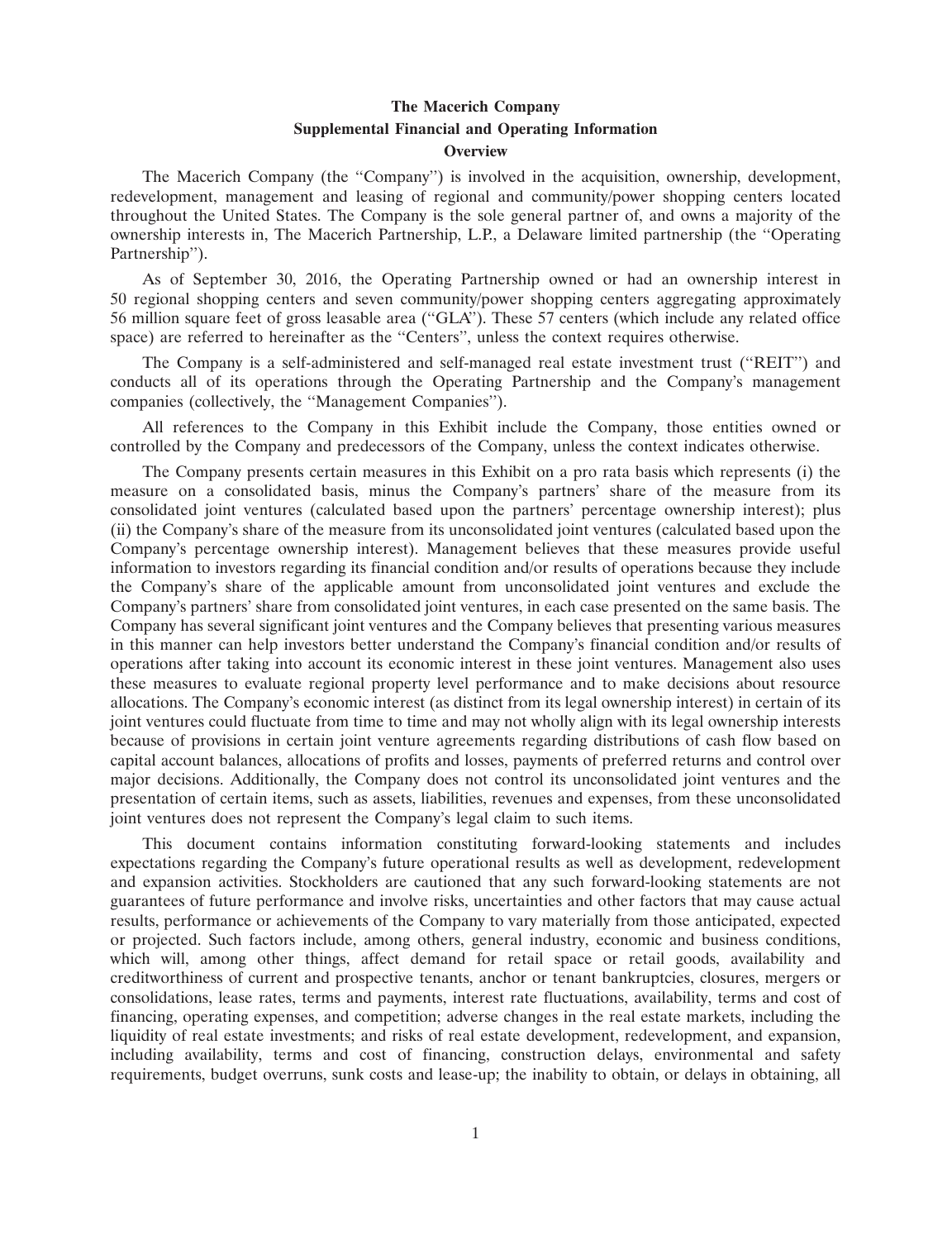# The Macerich Company

## Supplemental Financial and Operating Information

### Overview

The Macerich Company (the ''Company'') is involved in the acquisition, ownership, development, redevelopment, management and leasing of regional and community/power shopping centers located throughout the United States. The Company is the sole general partner of, and owns a majority of the ownership interests in, The Macerich Partnership, L.P., a Delaware limited partnership (the ''Operating Partnership'').

As of September 30, 2016, the Operating Partnership owned or had an ownership interest in 50 regional shopping centers and seven community/power shopping centers aggregating approximately 56 million square feet of gross leasable area (''GLA''). These 57 centers (which include any related office space) are referred to hereinafter as the ''Centers'', unless the context requires otherwise.

The Company is a self-administered and self-managed real estate investment trust (''REIT'') and conducts all of its operations through the Operating Partnership and the Company's management companies (collectively, the ''Management Companies'').

All references to the Company in this Exhibit include the Company, those entities owned or controlled by the Company and predecessors of the Company, unless the context indicates otherwise.

The Company presents certain measures in this Exhibit on a pro rata basis which represents (i) the measure on a consolidated basis, minus the Company's partners' share of the measure from its consolidated joint ventures (calculated based upon the partners' percentage ownership interest); plus (ii) the Company's share of the measure from its unconsolidated joint ventures (calculated based upon the Company's percentage ownership interest). Management believes that these measures provide useful information to investors regarding its financial condition and/or results of operations because they include the Company's share of the applicable amount from unconsolidated joint ventures and exclude the Company's partners' share from consolidated joint ventures, in each case presented on the same basis. The Company has several significant joint ventures and the Company believes that presenting various measures in this manner can help investors better understand the Company's financial condition and/or results of operations after taking into account its economic interest in these joint ventures. Management also uses these measures to evaluate regional property level performance and to make decisions about resource allocations. The Company's economic interest (as distinct from its legal ownership interest) in certain of its joint ventures could fluctuate from time to time and may not wholly align with its legal ownership interests because of provisions in certain joint venture agreements regarding distributions of cash flow based on capital account balances, allocations of profits and losses, payments of preferred returns and control over major decisions. Additionally, the Company does not control its unconsolidated joint ventures and the presentation of certain items, such as assets, liabilities, revenues and expenses, from these unconsolidated joint ventures does not represent the Company's legal claim to such items.

This document contains information constituting forward-looking statements and includes expectations regarding the Company's future operational results as well as development, redevelopment and expansion activities. Stockholders are cautioned that any such forward-looking statements are not guarantees of future performance and involve risks, uncertainties and other factors that may cause actual results, performance or achievements of the Company to vary materially from those anticipated, expected or projected. Such factors include, among others, general industry, economic and business conditions, which will, among other things, affect demand for retail space or retail goods, availability and creditworthiness of current and prospective tenants, anchor or tenant bankruptcies, closures, mergers or consolidations, lease rates, terms and payments, interest rate fluctuations, availability, terms and cost of financing, operating expenses, and competition; adverse changes in the real estate markets, including the liquidity of real estate investments; and risks of real estate development, redevelopment, and expansion, including availability, terms and cost of financing, construction delays, environmental and safety requirements, budget overruns, sunk costs and lease-up; the inability to obtain, or delays in obtaining, all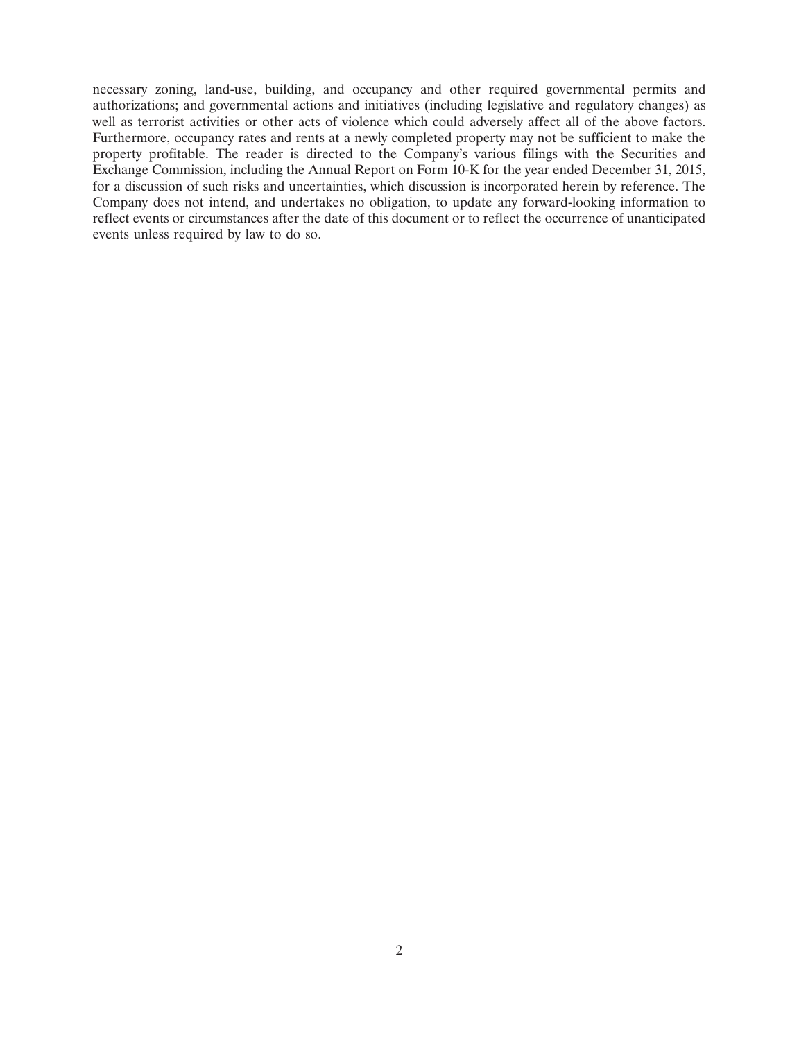necessary zoning, land-use, building, and occupancy and other required governmental permits and authorizations; and governmental actions and initiatives (including legislative and regulatory changes) as well as terrorist activities or other acts of violence which could adversely affect all of the above factors. Furthermore, occupancy rates and rents at a newly completed property may not be sufficient to make the property profitable. The reader is directed to the Company's various filings with the Securities and Exchange Commission, including the Annual Report on Form 10-K for the year ended December 31, 2015, for a discussion of such risks and uncertainties, which discussion is incorporated herein by reference. The Company does not intend, and undertakes no obligation, to update any forward-looking information to reflect events or circumstances after the date of this document or to reflect the occurrence of unanticipated events unless required by law to do so.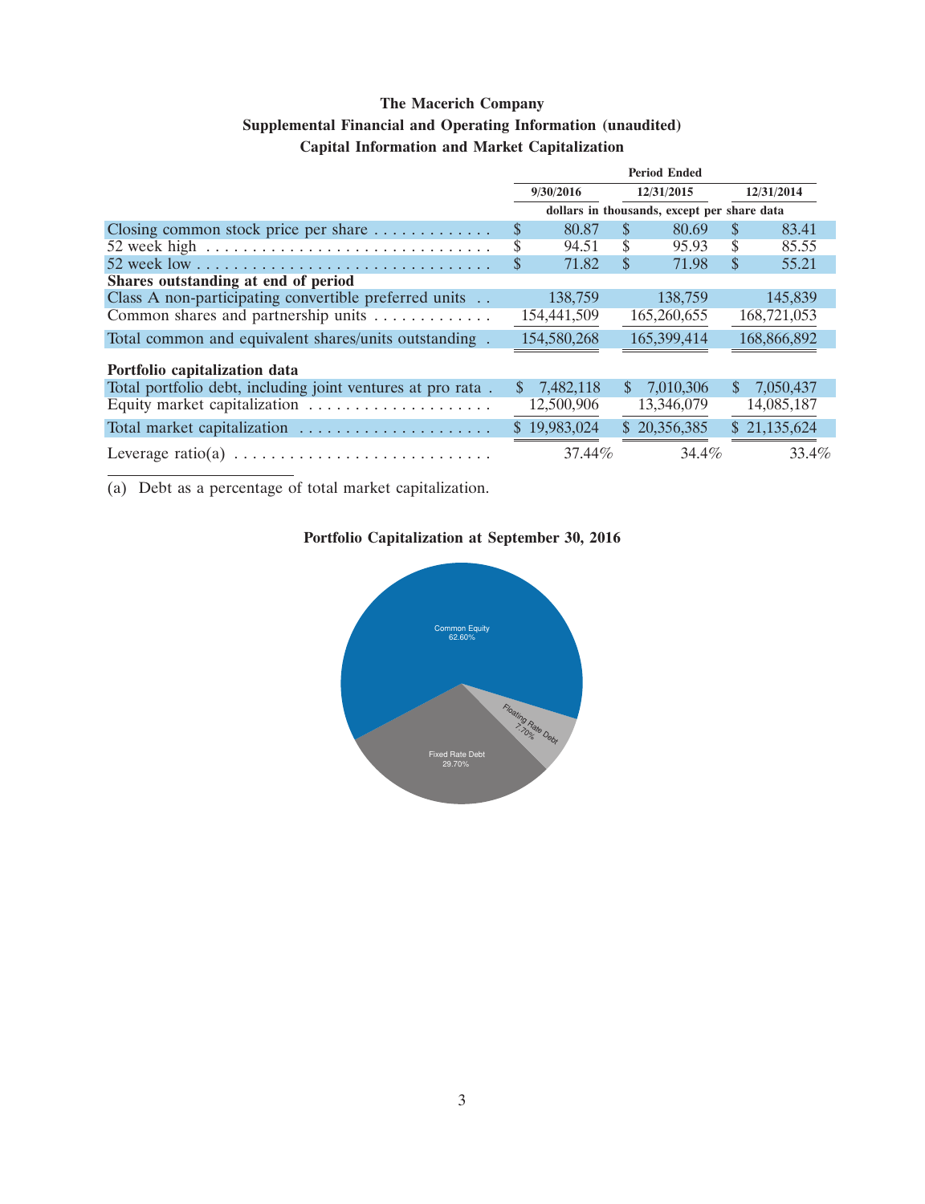# The Macerich Company
## Supplemental Financial and Operating Information (unaudited)
### Capital Information and Market Capitalization

| | Period Ended | | |
|---|---|---|---|
| | 9/30/2016 | 12/31/2015 | 12/31/2014 |
| | dollars in thousands, except per share data | | |
| Closing common stock price per share | $ 80.87 | $ 80.69 | $ 83.41 |
| 52 week high | $ 94.51 | $ 95.93 | $ 85.55 |
| 52 week low | $ 71.82 | $ 71.98 | $ 55.21 |
| **Shares outstanding at end of period** | | | |
| Class A non-participating convertible preferred units | 138,759 | 138,759 | 145,839 |
| Common shares and partnership units | 154,441,509 | 165,260,655 | 168,721,053 |
| Total common and equivalent shares/units outstanding | 154,580,268 | 165,399,414 | 168,866,892 |
| **Portfolio capitalization data** | | | |
| Total portfolio debt, including joint ventures at pro rata | $ 7,482,118 | $ 7,010,306 | $ 7,050,437 |
| Equity market capitalization | 12,500,906 | 13,346,079 | 14,085,187 |
| Total market capitalization | $ 19,983,024 | $ 20,356,385 | $ 21,135,624 |
| Leverage ratio(a) | 37.44% | 34.4% | 33.4% |

(a) Debt as a percentage of total market capitalization.

**Portfolio Capitalization at September 30, 2016**

Common Equity 62.60%

Floating Rate Debt 7.70%

Fixed Rate Debt 29.70%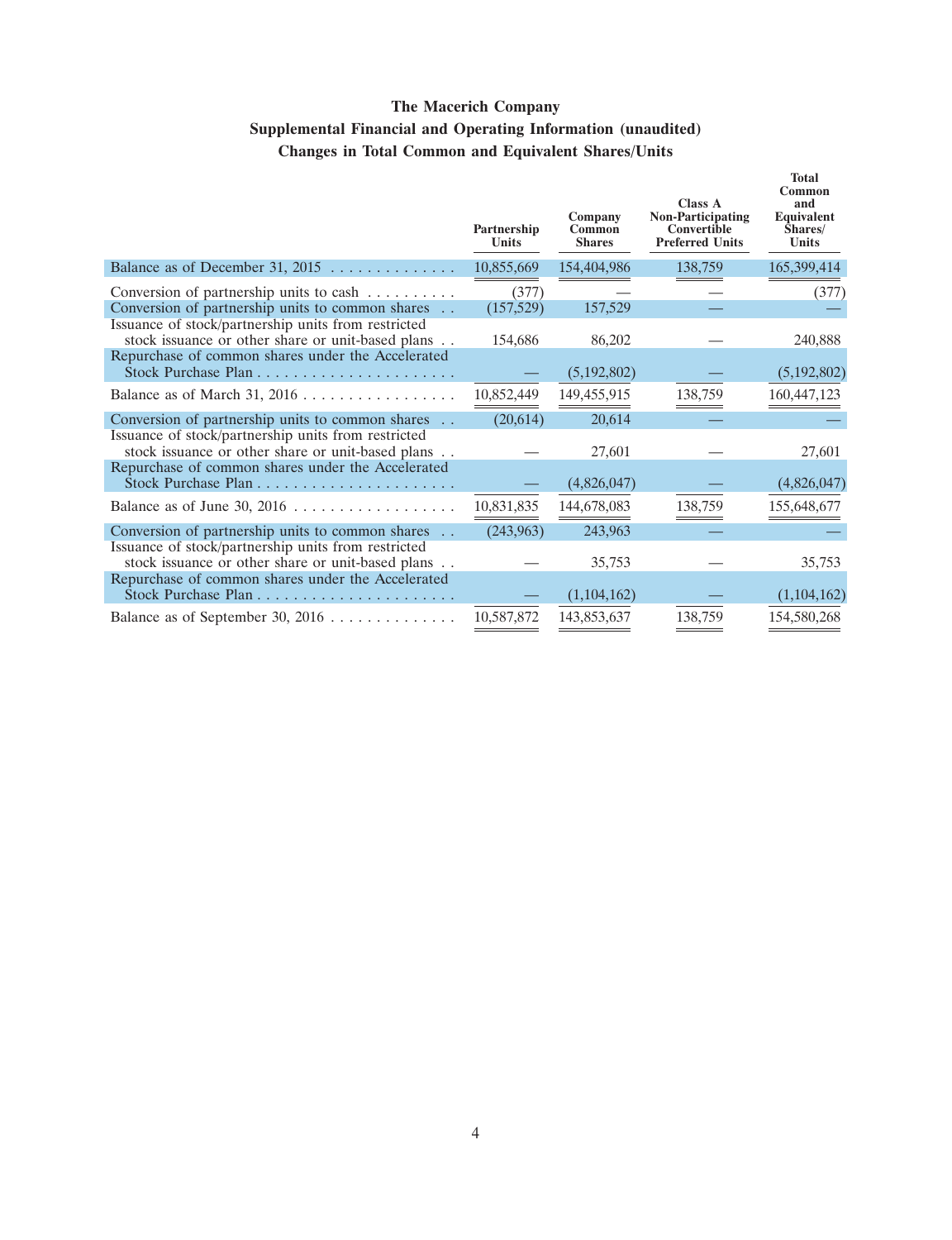# The Macerich Company

## Supplemental Financial and Operating Information (unaudited)

### Changes in Total Common and Equivalent Shares/Units

| | Partnership Units | Company Common Shares | Class A Non-Participating Convertible Preferred Units | Total Common and Equivalent Shares/ Units |
|---|---|---|---|---|
| Balance as of December 31, 2015 | 10,855,669 | 154,404,986 | 138,759 | 165,399,414 |
| Conversion of partnership units to cash | (377) | — | — | (377) |
| Conversion of partnership units to common shares | (157,529) | 157,529 | — | — |
| Issuance of stock/partnership units from restricted stock issuance or other share or unit-based plans | 154,686 | 86,202 | — | 240,888 |
| Repurchase of common shares under the Accelerated Stock Purchase Plan | — | (5,192,802) | — | (5,192,802) |
| Balance as of March 31, 2016 | 10,852,449 | 149,455,915 | 138,759 | 160,447,123 |
| Conversion of partnership units to common shares | (20,614) | 20,614 | — | — |
| Issuance of stock/partnership units from restricted stock issuance or other share or unit-based plans | — | 27,601 | — | 27,601 |
| Repurchase of common shares under the Accelerated Stock Purchase Plan | — | (4,826,047) | — | (4,826,047) |
| Balance as of June 30, 2016 | 10,831,835 | 144,678,083 | 138,759 | 155,648,677 |
| Conversion of partnership units to common shares | (243,963) | 243,963 | — | — |
| Issuance of stock/partnership units from restricted stock issuance or other share or unit-based plans | — | 35,753 | — | 35,753 |
| Repurchase of common shares under the Accelerated Stock Purchase Plan | — | (1,104,162) | — | (1,104,162) |
| Balance as of September 30, 2016 | 10,587,872 | 143,853,637 | 138,759 | 154,580,268 |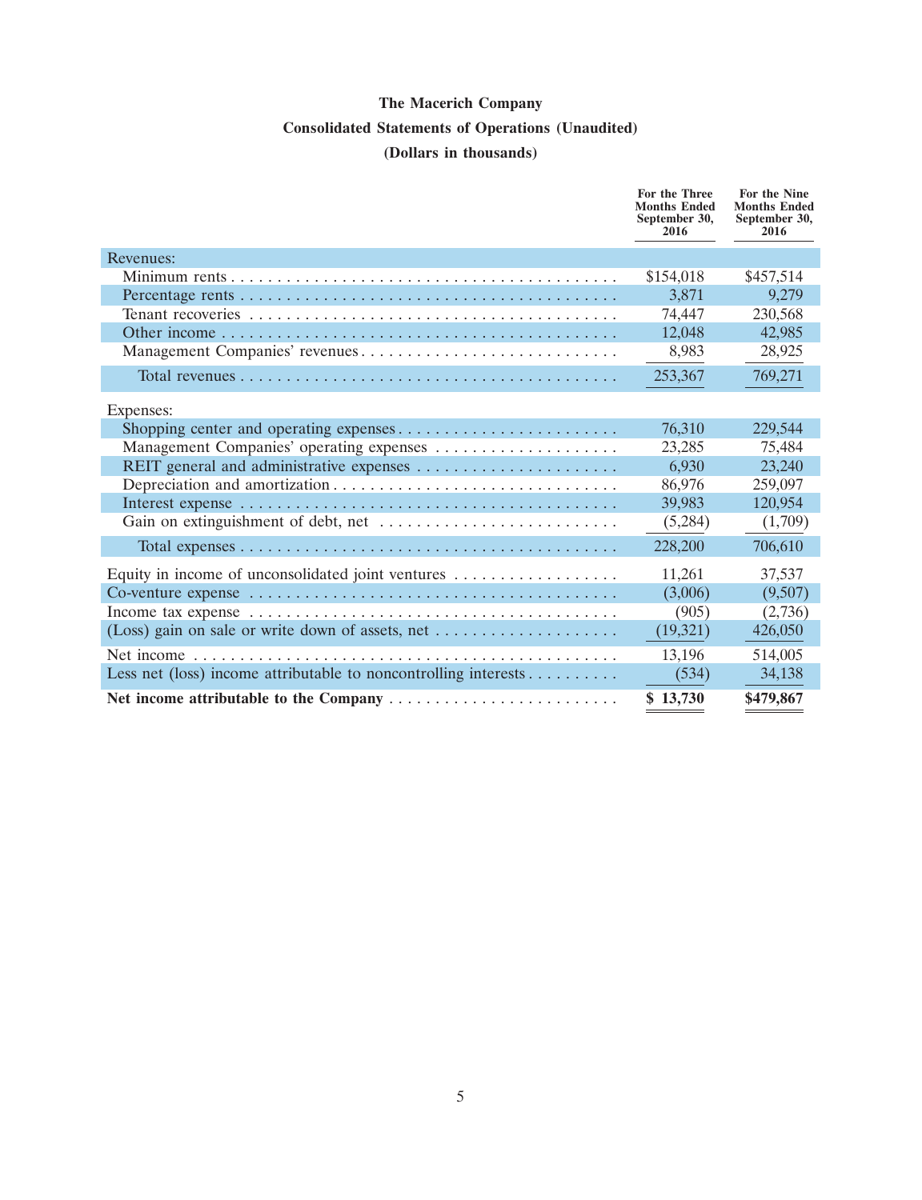# The Macerich Company

## Consolidated Statements of Operations (Unaudited)

### (Dollars in thousands)

| | For the Three Months Ended September 30, 2016 | For the Nine Months Ended September 30, 2016 |
|---|---|---|
| Revenues: | | |
| Minimum rents | $154,018 | $457,514 |
| Percentage rents | 3,871 | 9,279 |
| Tenant recoveries | 74,447 | 230,568 |
| Other income | 12,048 | 42,985 |
| Management Companies' revenues | 8,983 | 28,925 |
| Total revenues | 253,367 | 769,271 |
| Expenses: | | |
| Shopping center and operating expenses | 76,310 | 229,544 |
| Management Companies' operating expenses | 23,285 | 75,484 |
| REIT general and administrative expenses | 6,930 | 23,240 |
| Depreciation and amortization | 86,976 | 259,097 |
| Interest expense | 39,983 | 120,954 |
| Gain on extinguishment of debt, net | (5,284) | (1,709) |
| Total expenses | 228,200 | 706,610 |
| Equity in income of unconsolidated joint ventures | 11,261 | 37,537 |
| Co-venture expense | (3,006) | (9,507) |
| Income tax expense | (905) | (2,736) |
| (Loss) gain on sale or write down of assets, net | (19,321) | 426,050 |
| Net income | 13,196 | 514,005 |
| Less net (loss) income attributable to noncontrolling interests | (534) | 34,138 |
| **Net income attributable to the Company** | **$ 13,730** | **$479,867** |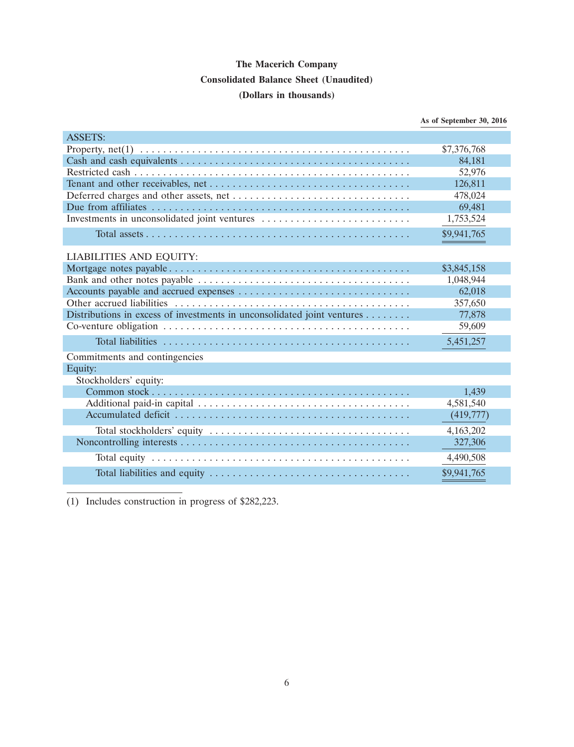# The Macerich Company

## Consolidated Balance Sheet (Unaudited)

### (Dollars in thousands)

| | As of September 30, 2016 |
|---|---|
| **ASSETS:** | |
| Property, net(1) | $7,376,768 |
| Cash and cash equivalents | 84,181 |
| Restricted cash | 52,976 |
| Tenant and other receivables, net | 126,811 |
| Deferred charges and other assets, net | 478,024 |
| Due from affiliates | 69,481 |
| Investments in unconsolidated joint ventures | 1,753,524 |
| Total assets | $9,941,765 |
| **LIABILITIES AND EQUITY:** | |
| Mortgage notes payable | $3,845,158 |
| Bank and other notes payable | 1,048,944 |
| Accounts payable and accrued expenses | 62,018 |
| Other accrued liabilities | 357,650 |
| Distributions in excess of investments in unconsolidated joint ventures | 77,878 |
| Co-venture obligation | 59,609 |
| Total liabilities | 5,451,257 |
| Commitments and contingencies | |
| Equity: | |
| Stockholders' equity: | |
| Common stock | 1,439 |
| Additional paid-in capital | 4,581,540 |
| Accumulated deficit | (419,777) |
| Total stockholders' equity | 4,163,202 |
| Noncontrolling interests | 327,306 |
| Total equity | 4,490,508 |
| Total liabilities and equity | $9,941,765 |

(1) Includes construction in progress of $282,223.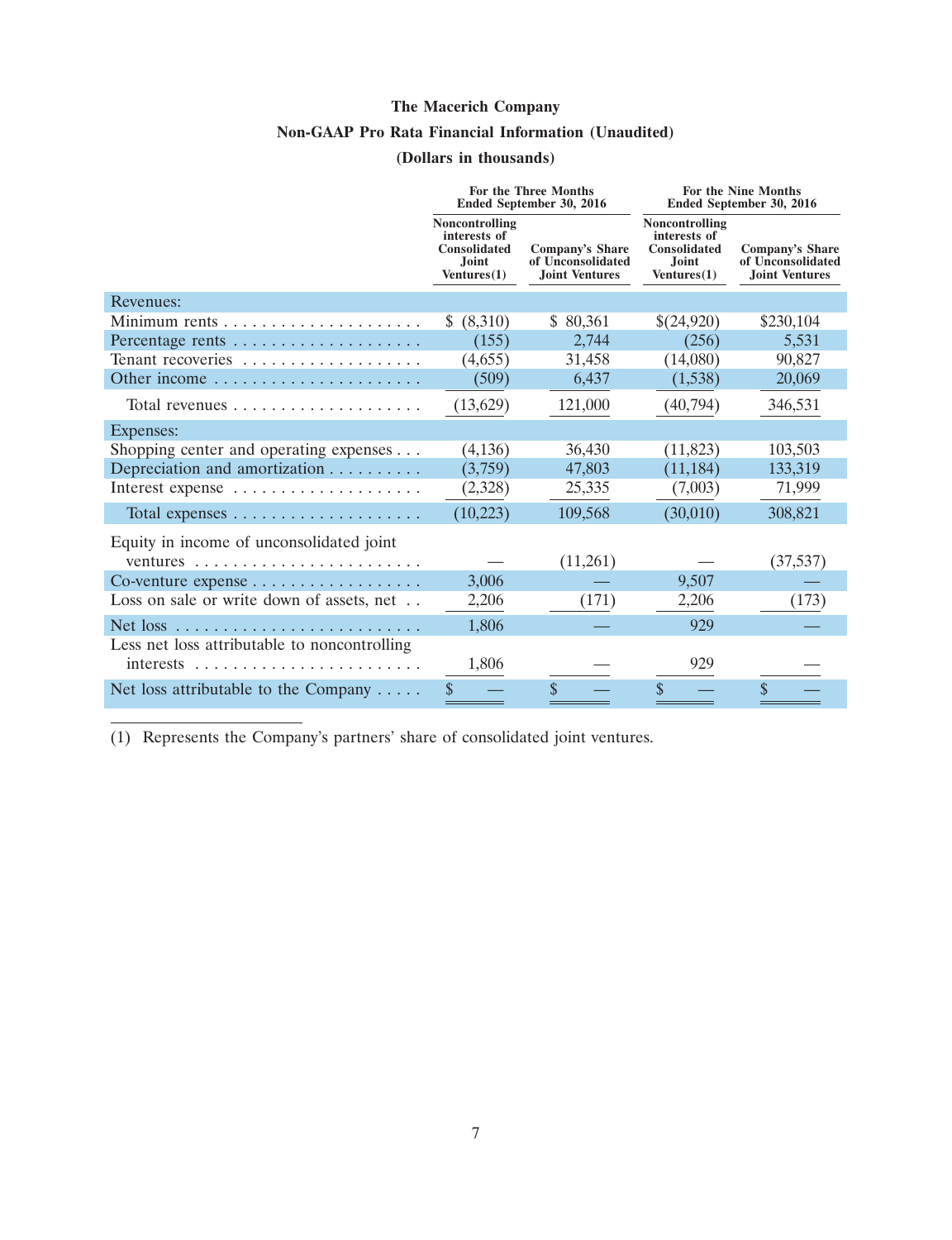# The Macerich Company

## Non-GAAP Pro Rata Financial Information (Unaudited)

### (Dollars in thousands)

| | For the Three Months Ended September 30, 2016 | | For the Nine Months Ended September 30, 2016 | |
|---|---|---|---|---|
| | Noncontrolling interests of Consolidated Joint Ventures(1) | Company's Share of Unconsolidated Joint Ventures | Noncontrolling interests of Consolidated Joint Ventures(1) | Company's Share of Unconsolidated Joint Ventures |
| **Revenues:** | | | | |
| Minimum rents | $ (8,310) | $ 80,361 | $(24,920) | $230,104 |
| Percentage rents | (155) | 2,744 | (256) | 5,531 |
| Tenant recoveries | (4,655) | 31,458 | (14,080) | 90,827 |
| Other income | (509) | 6,437 | (1,538) | 20,069 |
| Total revenues | (13,629) | 121,000 | (40,794) | 346,531 |
| **Expenses:** | | | | |
| Shopping center and operating expenses | (4,136) | 36,430 | (11,823) | 103,503 |
| Depreciation and amortization | (3,759) | 47,803 | (11,184) | 133,319 |
| Interest expense | (2,328) | 25,335 | (7,003) | 71,999 |
| Total expenses | (10,223) | 109,568 | (30,010) | 308,821 |
| Equity in income of unconsolidated joint ventures | — | (11,261) | — | (37,537) |
| Co-venture expense | 3,006 | — | 9,507 | — |
| Loss on sale or write down of assets, net | 2,206 | (171) | 2,206 | (173) |
| Net loss | 1,806 | — | 929 | — |
| Less net loss attributable to noncontrolling interests | 1,806 | — | 929 | — |
| Net loss attributable to the Company | $ — | $ — | $ — | $ — |

(1) Represents the Company's partners' share of consolidated joint ventures.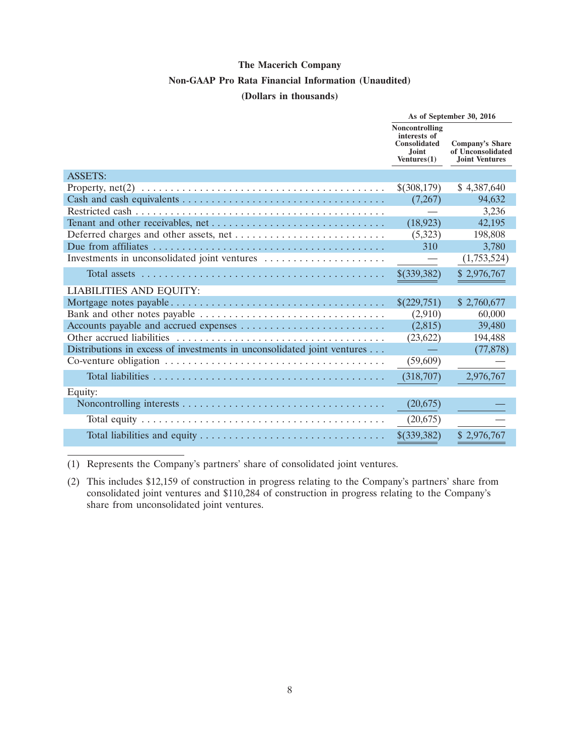# The Macerich Company

## Non-GAAP Pro Rata Financial Information (Unaudited)

### (Dollars in thousands)

| | As of September 30, 2016 | |
|---|---|---|
| | Noncontrolling interests of Consolidated Joint Ventures(1) | Company's Share of Unconsolidated Joint Ventures |
| **ASSETS:** | | |
| Property, net(2) | $(308,179) | $ 4,387,640 |
| Cash and cash equivalents | (7,267) | 94,632 |
| Restricted cash | — | 3,236 |
| Tenant and other receivables, net | (18,923) | 42,195 |
| Deferred charges and other assets, net | (5,323) | 198,808 |
| Due from affiliates | 310 | 3,780 |
| Investments in unconsolidated joint ventures | — | (1,753,524) |
| Total assets | $(339,382) | $ 2,976,767 |
| **LIABILITIES AND EQUITY:** | | |
| Mortgage notes payable | $(229,751) | $ 2,760,677 |
| Bank and other notes payable | (2,910) | 60,000 |
| Accounts payable and accrued expenses | (2,815) | 39,480 |
| Other accrued liabilities | (23,622) | 194,488 |
| Distributions in excess of investments in unconsolidated joint ventures | — | (77,878) |
| Co-venture obligation | (59,609) | — |
| Total liabilities | (318,707) | 2,976,767 |
| Equity: | | |
| Noncontrolling interests | (20,675) | — |
| Total equity | (20,675) | — |
| Total liabilities and equity | $(339,382) | $ 2,976,767 |

(1) Represents the Company's partners' share of consolidated joint ventures.

(2) This includes $12,159 of construction in progress relating to the Company's partners' share from consolidated joint ventures and $110,284 of construction in progress relating to the Company's share from unconsolidated joint ventures.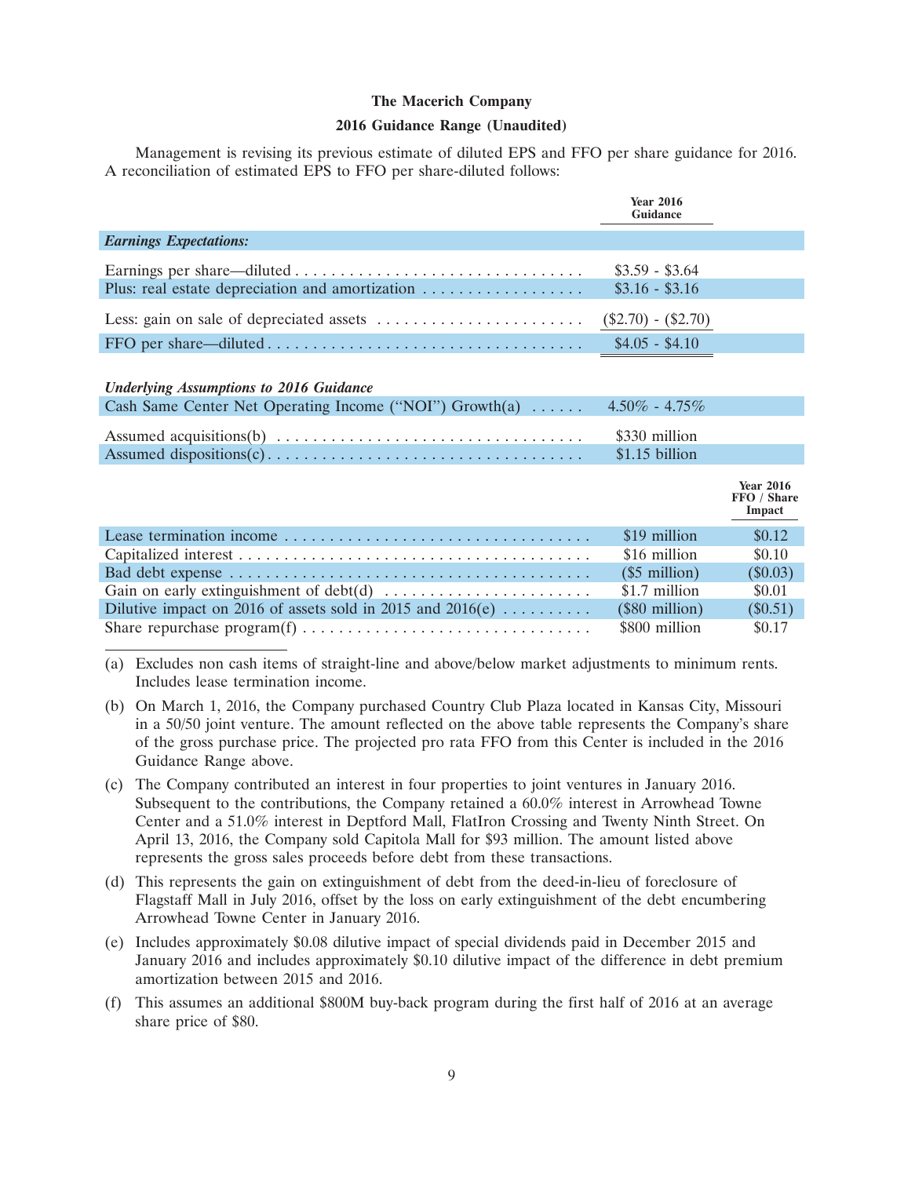**The Macerich Company**

**2016 Guidance Range (Unaudited)**

Management is revising its previous estimate of diluted EPS and FFO per share guidance for 2016. A reconciliation of estimated EPS to FFO per share-diluted follows:

| | Year 2016 Guidance |
|---|---|
| ***Earnings Expectations:*** | |
| Earnings per share—diluted | $3.59 - $3.64 |
| Plus: real estate depreciation and amortization | $3.16 - $3.16 |
| Less: gain on sale of depreciated assets | ($2.70) - ($2.70) |
| FFO per share—diluted | $4.05 - $4.10 |

| | | |
|---|---|---|
| ***Underlying Assumptions to 2016 Guidance*** | | |
| Cash Same Center Net Operating Income ("NOI") Growth(a) | 4.50% - 4.75% | |
| Assumed acquisitions(b) | $330 million | |
| Assumed dispositions(c) | $1.15 billion | |
| | | **Year 2016 FFO / Share Impact** |
| Lease termination income | $19 million | $0.12 |
| Capitalized interest | $16 million | $0.10 |
| Bad debt expense | ($5 million) | ($0.03) |
| Gain on early extinguishment of debt(d) | $1.7 million | $0.01 |
| Dilutive impact on 2016 of assets sold in 2015 and 2016(e) | ($80 million) | ($0.51) |
| Share repurchase program(f) | $800 million | $0.17 |

(a) Excludes non cash items of straight-line and above/below market adjustments to minimum rents. Includes lease termination income.

(b) On March 1, 2016, the Company purchased Country Club Plaza located in Kansas City, Missouri in a 50/50 joint venture. The amount reflected on the above table represents the Company's share of the gross purchase price. The projected pro rata FFO from this Center is included in the 2016 Guidance Range above.

(c) The Company contributed an interest in four properties to joint ventures in January 2016. Subsequent to the contributions, the Company retained a 60.0% interest in Arrowhead Towne Center and a 51.0% interest in Deptford Mall, FlatIron Crossing and Twenty Ninth Street. On April 13, 2016, the Company sold Capitola Mall for $93 million. The amount listed above represents the gross sales proceeds before debt from these transactions.

(d) This represents the gain on extinguishment of debt from the deed-in-lieu of foreclosure of Flagstaff Mall in July 2016, offset by the loss on early extinguishment of the debt encumbering Arrowhead Towne Center in January 2016.

(e) Includes approximately $0.08 dilutive impact of special dividends paid in December 2015 and January 2016 and includes approximately $0.10 dilutive impact of the difference in debt premium amortization between 2015 and 2016.

(f) This assumes an additional $800M buy-back program during the first half of 2016 at an average share price of $80.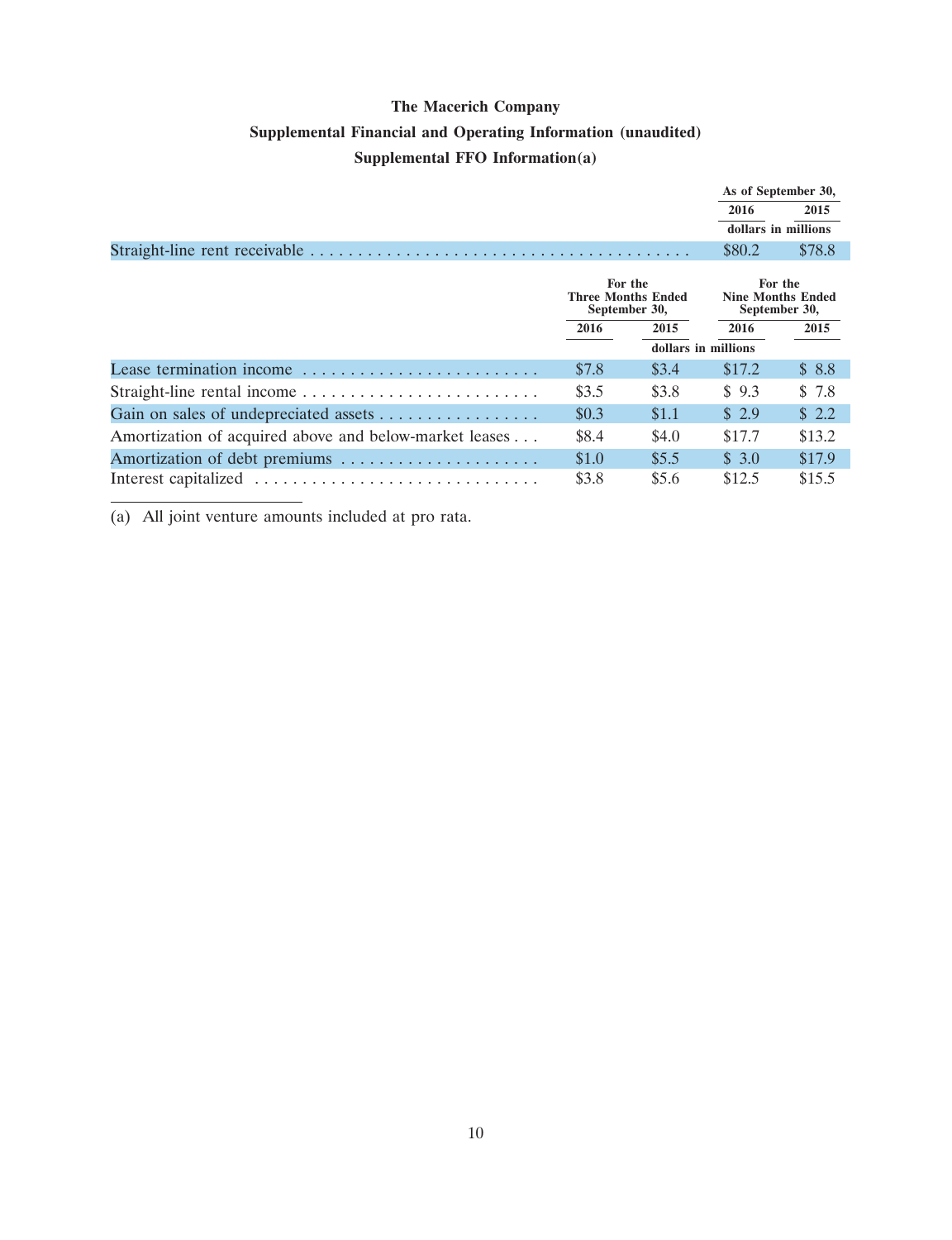# The Macerich Company

## Supplemental Financial and Operating Information (unaudited)

### Supplemental FFO Information(a)

| | As of September 30, 2016 | As of September 30, 2015 |
|---|---|---|
| | dollars in millions | |
| Straight-line rent receivable | $80.2 | $78.8 |

| | For the Three Months Ended September 30, | | For the Nine Months Ended September 30, | |
|---|---|---|---|---|
| | 2016 | 2015 | 2016 | 2015 |
| | dollars in millions | | | |
| Lease termination income | $7.8 | $3.4 | $17.2 | $ 8.8 |
| Straight-line rental income | $3.5 | $3.8 | $ 9.3 | $ 7.8 |
| Gain on sales of undepreciated assets | $0.3 | $1.1 | $ 2.9 | $ 2.2 |
| Amortization of acquired above and below-market leases | $8.4 | $4.0 | $17.7 | $13.2 |
| Amortization of debt premiums | $1.0 | $5.5 | $ 3.0 | $17.9 |
| Interest capitalized | $3.8 | $5.6 | $12.5 | $15.5 |

(a) All joint venture amounts included at pro rata.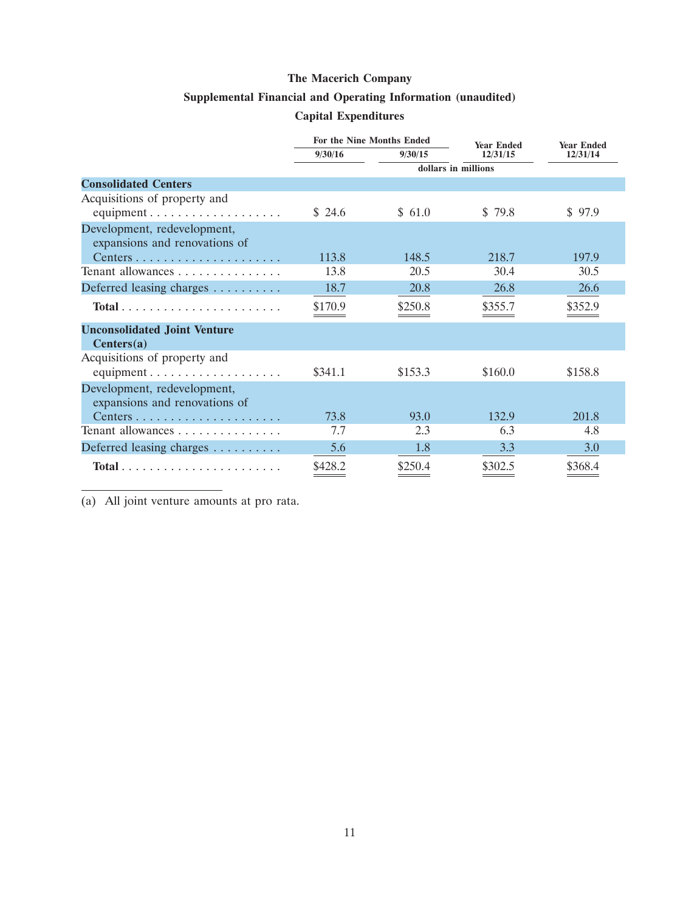**The Macerich Company**

**Supplemental Financial and Operating Information (unaudited)**

**Capital Expenditures**

| | For the Nine Months Ended | | Year Ended | Year Ended |
|---|---|---|---|---|
| | 9/30/16 | 9/30/15 | 12/31/15 | 12/31/14 |
| | dollars in millions | | | |
| **Consolidated Centers** | | | | |
| Acquisitions of property and equipment | $ 24.6 | $ 61.0 | $ 79.8 | $ 97.9 |
| Development, redevelopment, expansions and renovations of Centers | 113.8 | 148.5 | 218.7 | 197.9 |
| Tenant allowances | 13.8 | 20.5 | 30.4 | 30.5 |
| Deferred leasing charges | 18.7 | 20.8 | 26.8 | 26.6 |
| **Total** | $170.9 | $250.8 | $355.7 | $352.9 |
| **Unconsolidated Joint Venture Centers(a)** | | | | |
| Acquisitions of property and equipment | $341.1 | $153.3 | $160.0 | $158.8 |
| Development, redevelopment, expansions and renovations of Centers | 73.8 | 93.0 | 132.9 | 201.8 |
| Tenant allowances | 7.7 | 2.3 | 6.3 | 4.8 |
| Deferred leasing charges | 5.6 | 1.8 | 3.3 | 3.0 |
| **Total** | $428.2 | $250.4 | $302.5 | $368.4 |

(a) All joint venture amounts at pro rata.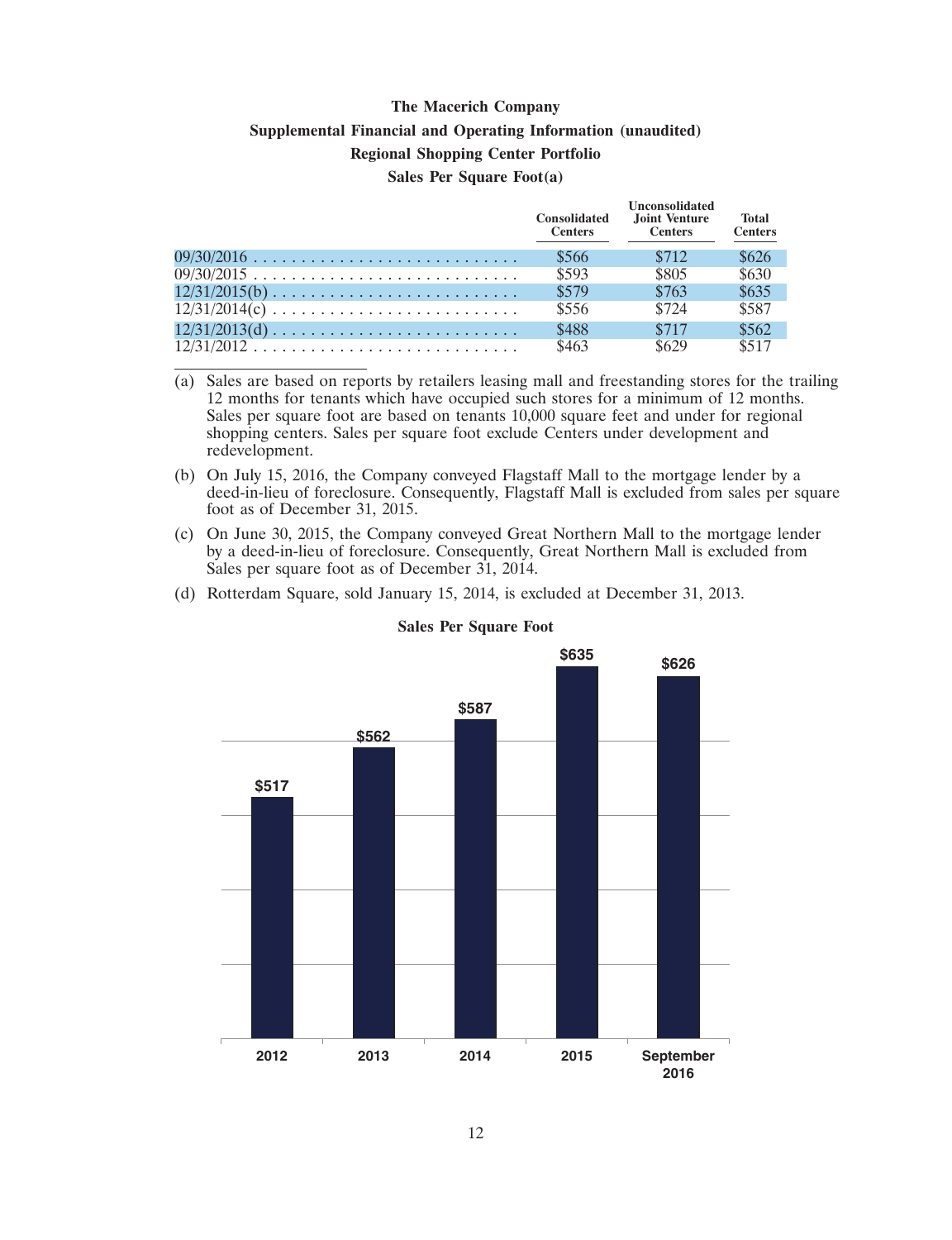**The Macerich Company**

**Supplemental Financial and Operating Information (unaudited)**

**Regional Shopping Center Portfolio**

**Sales Per Square Foot(a)**

| | Consolidated Centers | Unconsolidated Joint Venture Centers | Total Centers |
|---|---|---|---|
| 09/30/2016 | $566 | $712 | $626 |
| 09/30/2015 | $593 | $805 | $630 |
| 12/31/2015(b) | $579 | $763 | $635 |
| 12/31/2014(c) | $556 | $724 | $587 |
| 12/31/2013(d) | $488 | $717 | $562 |
| 12/31/2012 | $463 | $629 | $517 |

(a) Sales are based on reports by retailers leasing mall and freestanding stores for the trailing 12 months for tenants which have occupied such stores for a minimum of 12 months. Sales per square foot are based on tenants 10,000 square feet and under for regional shopping centers. Sales per square foot exclude Centers under development and redevelopment.

(b) On July 15, 2016, the Company conveyed Flagstaff Mall to the mortgage lender by a deed-in-lieu of foreclosure. Consequently, Flagstaff Mall is excluded from sales per square foot as of December 31, 2015.

(c) On June 30, 2015, the Company conveyed Great Northern Mall to the mortgage lender by a deed-in-lieu of foreclosure. Consequently, Great Northern Mall is excluded from Sales per square foot as of December 31, 2014.

(d) Rotterdam Square, sold January 15, 2014, is excluded at December 31, 2013.

**Sales Per Square Foot**

| Period | Sales Per Square Foot |
|---|---|
| 2012 | $517 |
| 2013 | $562 |
| 2014 | $587 |
| 2015 | $635 |
| September 2016 | $626 |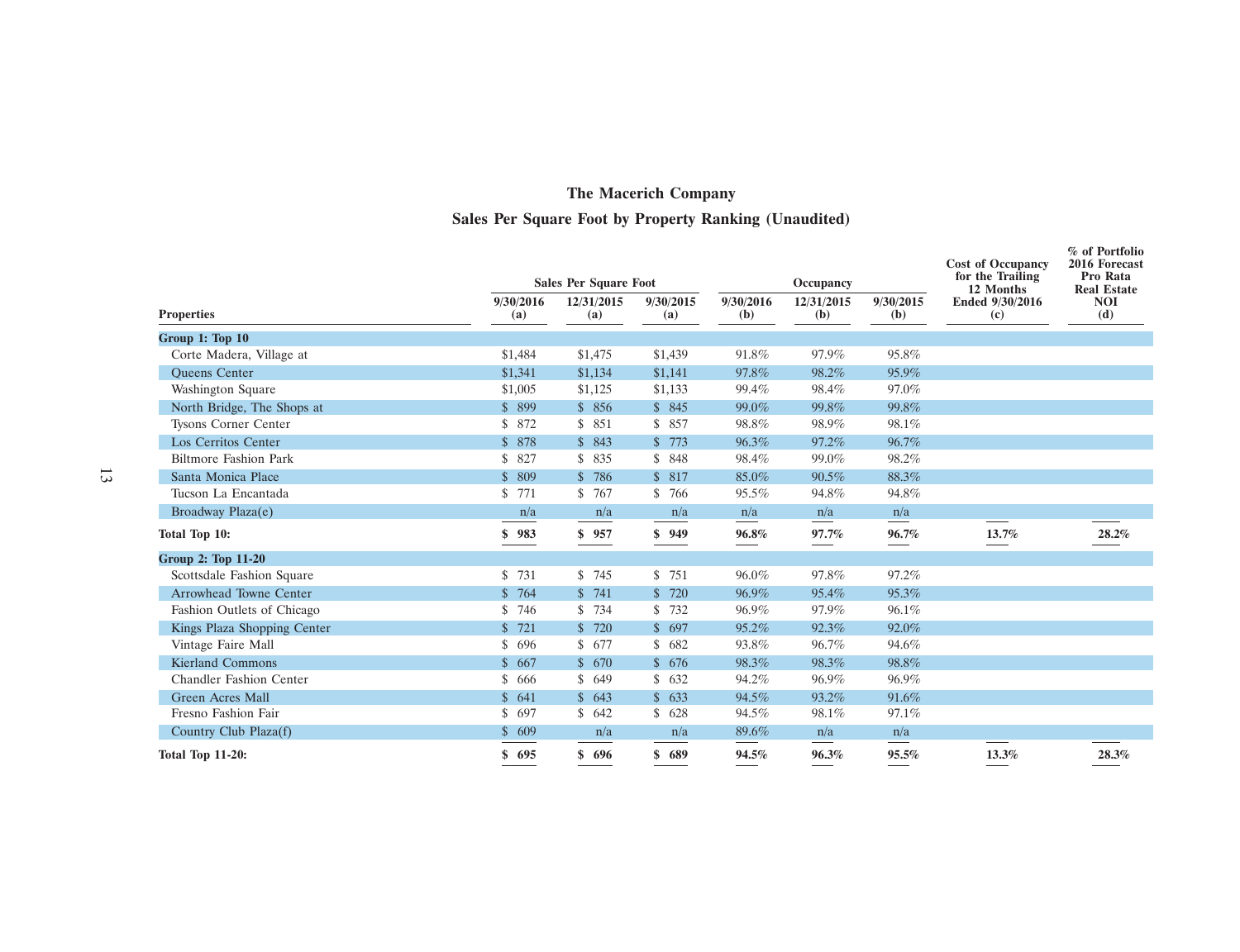# The Macerich Company

## Sales Per Square Foot by Property Ranking (Unaudited)

| Properties | Sales Per Square Foot | | | Occupancy | | | Cost of Occupancy for the Trailing 12 Months Ended 9/30/2016 (c) | % of Portfolio 2016 Forecast Pro Rata Real Estate NOI (d) |
|---|---|---|---|---|---|---|---|---|
| | 9/30/2016 (a) | 12/31/2015 (a) | 9/30/2015 (a) | 9/30/2016 (b) | 12/31/2015 (b) | 9/30/2015 (b) | | |
| **Group 1: Top 10** | | | | | | | | |
| Corte Madera, Village at | $1,484 | $1,475 | $1,439 | 91.8% | 97.9% | 95.8% | | |
| Queens Center | $1,341 | $1,134 | $1,141 | 97.8% | 98.2% | 95.9% | | |
| Washington Square | $1,005 | $1,125 | $1,133 | 99.4% | 98.4% | 97.0% | | |
| North Bridge, The Shops at | $ 899 | $ 856 | $ 845 | 99.0% | 99.8% | 99.8% | | |
| Tysons Corner Center | $ 872 | $ 851 | $ 857 | 98.8% | 98.9% | 98.1% | | |
| Los Cerritos Center | $ 878 | $ 843 | $ 773 | 96.3% | 97.2% | 96.7% | | |
| Biltmore Fashion Park | $ 827 | $ 835 | $ 848 | 98.4% | 99.0% | 98.2% | | |
| Santa Monica Place | $ 809 | $ 786 | $ 817 | 85.0% | 90.5% | 88.3% | | |
| Tucson La Encantada | $ 771 | $ 767 | $ 766 | 95.5% | 94.8% | 94.8% | | |
| Broadway Plaza(e) | n/a | n/a | n/a | n/a | n/a | n/a | | |
| **Total Top 10:** | **$ 983** | **$ 957** | **$ 949** | **96.8%** | **97.7%** | **96.7%** | **13.7%** | **28.2%** |
| **Group 2: Top 11-20** | | | | | | | | |
| Scottsdale Fashion Square | $ 731 | $ 745 | $ 751 | 96.0% | 97.8% | 97.2% | | |
| Arrowhead Towne Center | $ 764 | $ 741 | $ 720 | 96.9% | 95.4% | 95.3% | | |
| Fashion Outlets of Chicago | $ 746 | $ 734 | $ 732 | 96.9% | 97.9% | 96.1% | | |
| Kings Plaza Shopping Center | $ 721 | $ 720 | $ 697 | 95.2% | 92.3% | 92.0% | | |
| Vintage Faire Mall | $ 696 | $ 677 | $ 682 | 93.8% | 96.7% | 94.6% | | |
| Kierland Commons | $ 667 | $ 670 | $ 676 | 98.3% | 98.3% | 98.8% | | |
| Chandler Fashion Center | $ 666 | $ 649 | $ 632 | 94.2% | 96.9% | 96.9% | | |
| Green Acres Mall | $ 641 | $ 643 | $ 633 | 94.5% | 93.2% | 91.6% | | |
| Fresno Fashion Fair | $ 697 | $ 642 | $ 628 | 94.5% | 98.1% | 97.1% | | |
| Country Club Plaza(f) | $ 609 | n/a | n/a | 89.6% | n/a | n/a | | |
| **Total Top 11-20:** | **$ 695** | **$ 696** | **$ 689** | **94.5%** | **96.3%** | **95.5%** | **13.3%** | **28.3%** |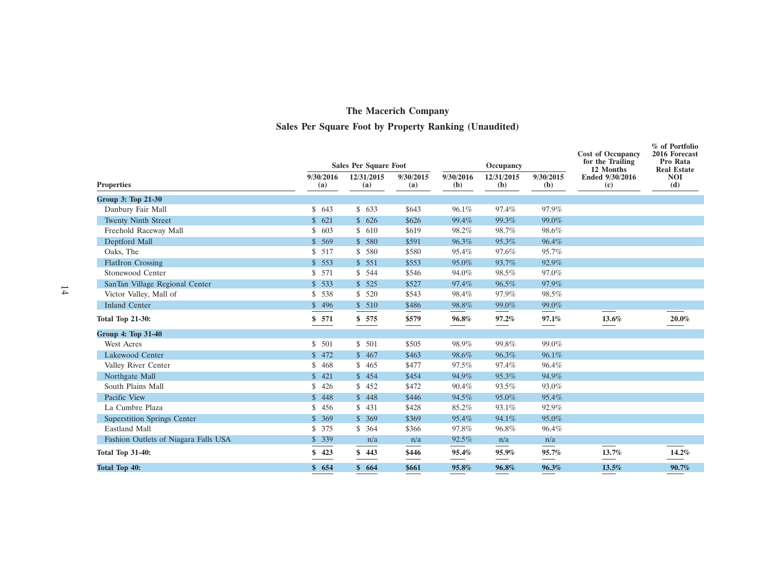# The Macerich Company

## Sales Per Square Foot by Property Ranking (Unaudited)

| Properties | Sales Per Square Foot | | | Occupancy | | | Cost of Occupancy for the Trailing 12 Months Ended 9/30/2016 (c) | % of Portfolio 2016 Forecast Pro Rata Real Estate NOI (d) |
|---|---|---|---|---|---|---|---|---|
| | 9/30/2016 (a) | 12/31/2015 (a) | 9/30/2015 (a) | 9/30/2016 (b) | 12/31/2015 (b) | 9/30/2015 (b) | | |
| **Group 3: Top 21-30** | | | | | | | | |
| Danbury Fair Mall | $ 643 | $ 633 | $643 | 96.1% | 97.4% | 97.9% | | |
| Twenty Ninth Street | $ 621 | $ 626 | $626 | 99.4% | 99.3% | 99.0% | | |
| Freehold Raceway Mall | $ 603 | $ 610 | $619 | 98.2% | 98.7% | 98.6% | | |
| Deptford Mall | $ 569 | $ 580 | $591 | 96.3% | 95.3% | 96.4% | | |
| Oaks, The | $ 517 | $ 580 | $580 | 95.4% | 97.6% | 95.7% | | |
| FlatIron Crossing | $ 553 | $ 551 | $553 | 95.0% | 93.7% | 92.9% | | |
| Stonewood Center | $ 571 | $ 544 | $546 | 94.0% | 98.5% | 97.0% | | |
| SanTan Village Regional Center | $ 533 | $ 525 | $527 | 97.4% | 96.5% | 97.9% | | |
| Victor Valley, Mall of | $ 538 | $ 520 | $543 | 98.4% | 97.9% | 98.5% | | |
| Inland Center | $ 496 | $ 510 | $486 | 98.8% | 99.0% | 99.0% | | |
| **Total Top 21-30:** | **$ 571** | **$ 575** | **$579** | **96.8%** | **97.2%** | **97.1%** | **13.6%** | **20.0%** |
| **Group 4: Top 31-40** | | | | | | | | |
| West Acres | $ 501 | $ 501 | $505 | 98.9% | 99.8% | 99.0% | | |
| Lakewood Center | $ 472 | $ 467 | $463 | 98.6% | 96.3% | 96.1% | | |
| Valley River Center | $ 468 | $ 465 | $477 | 97.5% | 97.4% | 96.4% | | |
| Northgate Mall | $ 421 | $ 454 | $454 | 94.9% | 95.3% | 94.9% | | |
| South Plains Mall | $ 426 | $ 452 | $472 | 90.4% | 93.5% | 93.0% | | |
| Pacific View | $ 448 | $ 448 | $446 | 94.5% | 95.0% | 95.4% | | |
| La Cumbre Plaza | $ 456 | $ 431 | $428 | 85.2% | 93.1% | 92.9% | | |
| Superstition Springs Center | $ 369 | $ 369 | $369 | 95.4% | 94.1% | 95.0% | | |
| Eastland Mall | $ 375 | $ 364 | $366 | 97.8% | 96.8% | 96.4% | | |
| Fashion Outlets of Niagara Falls USA | $ 339 | n/a | n/a | 92.5% | n/a | n/a | | |
| **Total Top 31-40:** | **$ 423** | **$ 443** | **$446** | **95.4%** | **95.9%** | **95.7%** | **13.7%** | **14.2%** |
| **Total Top 40:** | **$ 654** | **$ 664** | **$661** | **95.8%** | **96.8%** | **96.3%** | **13.5%** | **90.7%** |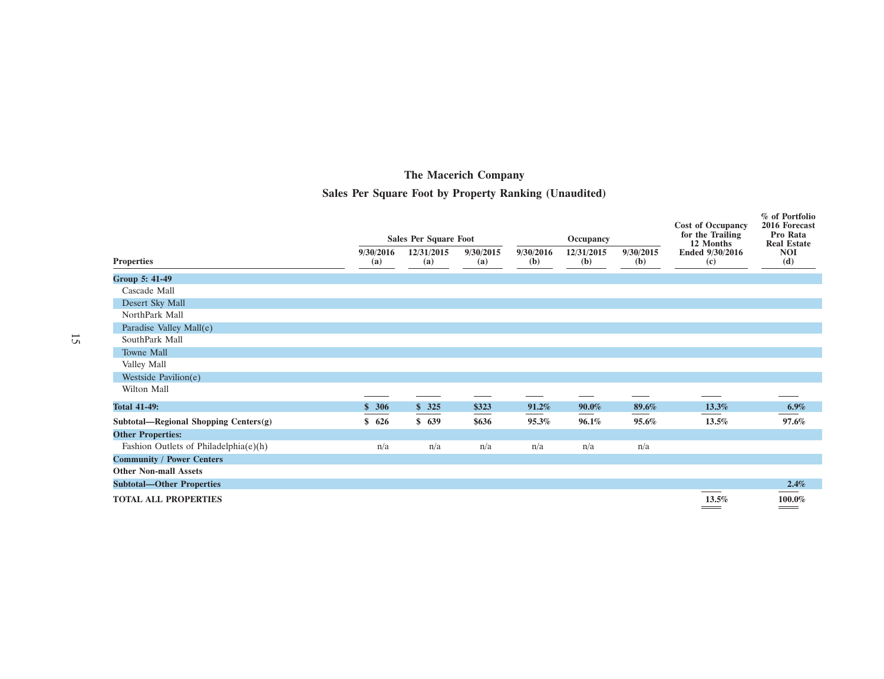# The Macerich Company

## Sales Per Square Foot by Property Ranking (Unaudited)

| Properties | Sales Per Square Foot | | | Occupancy | | | Cost of Occupancy for the Trailing 12 Months Ended 9/30/2016 (c) | % of Portfolio 2016 Forecast Pro Rata Real Estate NOI (d) |
|---|---|---|---|---|---|---|---|---|
| | 9/30/2016 (a) | 12/31/2015 (a) | 9/30/2015 (a) | 9/30/2016 (b) | 12/31/2015 (b) | 9/30/2015 (b) | | |
| **Group 5: 41-49** | | | | | | | | |
| Cascade Mall | | | | | | | | |
| Desert Sky Mall | | | | | | | | |
| NorthPark Mall | | | | | | | | |
| Paradise Valley Mall(e) | | | | | | | | |
| SouthPark Mall | | | | | | | | |
| Towne Mall | | | | | | | | |
| Valley Mall | | | | | | | | |
| Westside Pavilion(e) | | | | | | | | |
| Wilton Mall | | | | | | | | |
| **Total 41-49:** | **$ 306** | **$ 325** | **$323** | **91.2%** | **90.0%** | **89.6%** | **13.3%** | **6.9%** |
| **Subtotal—Regional Shopping Centers(g)** | **$ 626** | **$ 639** | **$636** | **95.3%** | **96.1%** | **95.6%** | **13.5%** | **97.6%** |
| **Other Properties:** | | | | | | | | |
| Fashion Outlets of Philadelphia(e)(h) | n/a | n/a | n/a | n/a | n/a | n/a | | |
| **Community / Power Centers** | | | | | | | | |
| **Other Non-mall Assets** | | | | | | | | |
| **Subtotal—Other Properties** | | | | | | | | **2.4%** |
| **TOTAL ALL PROPERTIES** | | | | | | | **13.5%** | **100.0%** |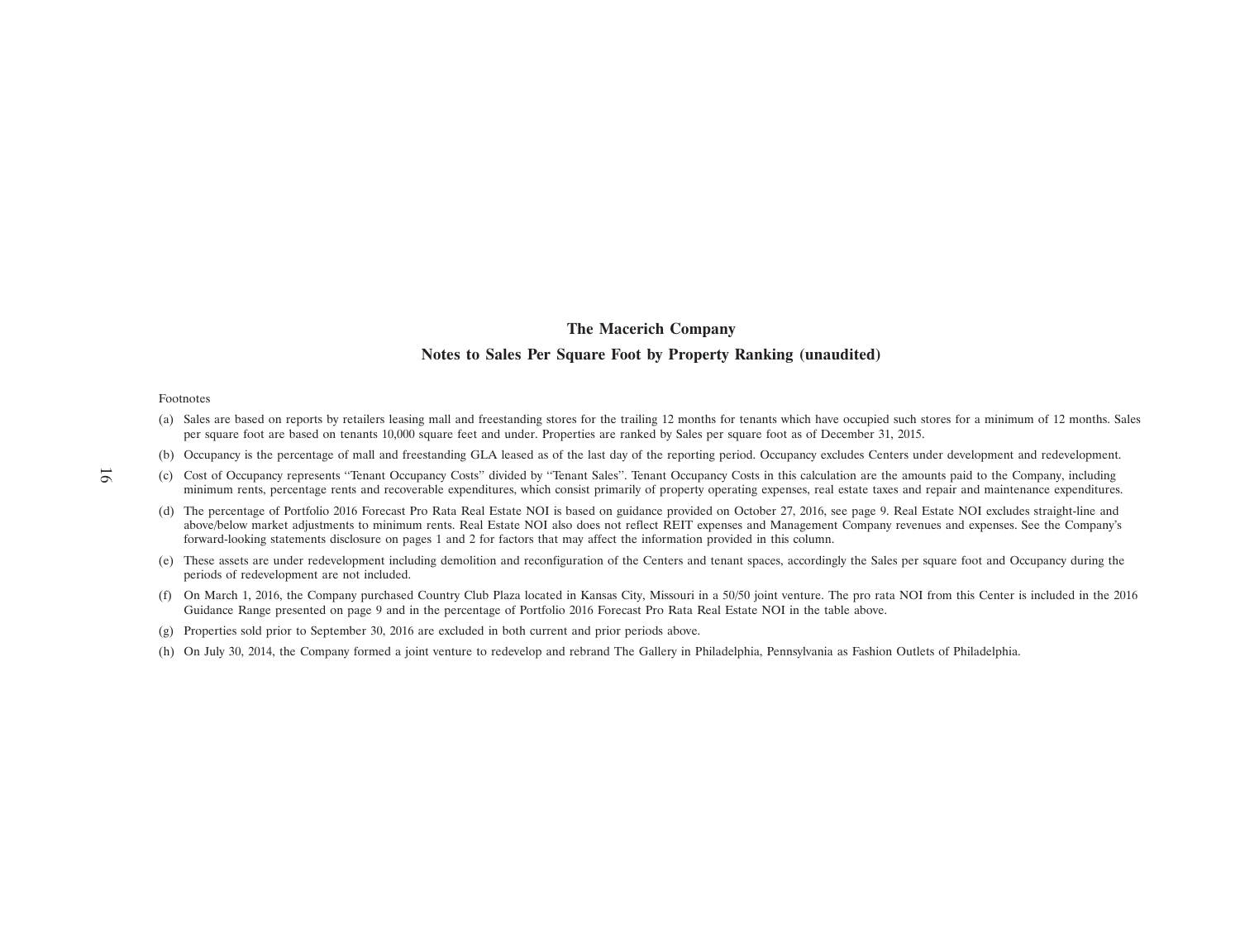## The Macerich Company

## Notes to Sales Per Square Foot by Property Ranking (unaudited)

Footnotes

(a) Sales are based on reports by retailers leasing mall and freestanding stores for the trailing 12 months for tenants which have occupied such stores for a minimum of 12 months. Sales per square foot are based on tenants 10,000 square feet and under. Properties are ranked by Sales per square foot as of December 31, 2015.

(b) Occupancy is the percentage of mall and freestanding GLA leased as of the last day of the reporting period. Occupancy excludes Centers under development and redevelopment.

(c) Cost of Occupancy represents ''Tenant Occupancy Costs'' divided by ''Tenant Sales''. Tenant Occupancy Costs in this calculation are the amounts paid to the Company, including minimum rents, percentage rents and recoverable expenditures, which consist primarily of property operating expenses, real estate taxes and repair and maintenance expenditures.

(d) The percentage of Portfolio 2016 Forecast Pro Rata Real Estate NOI is based on guidance provided on October 27, 2016, see page 9. Real Estate NOI excludes straight-line and above/below market adjustments to minimum rents. Real Estate NOI also does not reflect REIT expenses and Management Company revenues and expenses. See the Company's forward-looking statements disclosure on pages 1 and 2 for factors that may affect the information provided in this column.

(e) These assets are under redevelopment including demolition and reconfiguration of the Centers and tenant spaces, accordingly the Sales per square foot and Occupancy during the periods of redevelopment are not included.

(f) On March 1, 2016, the Company purchased Country Club Plaza located in Kansas City, Missouri in a 50/50 joint venture. The pro rata NOI from this Center is included in the 2016 Guidance Range presented on page 9 and in the percentage of Portfolio 2016 Forecast Pro Rata Real Estate NOI in the table above.

(g) Properties sold prior to September 30, 2016 are excluded in both current and prior periods above.

(h) On July 30, 2014, the Company formed a joint venture to redevelop and rebrand The Gallery in Philadelphia, Pennsylvania as Fashion Outlets of Philadelphia.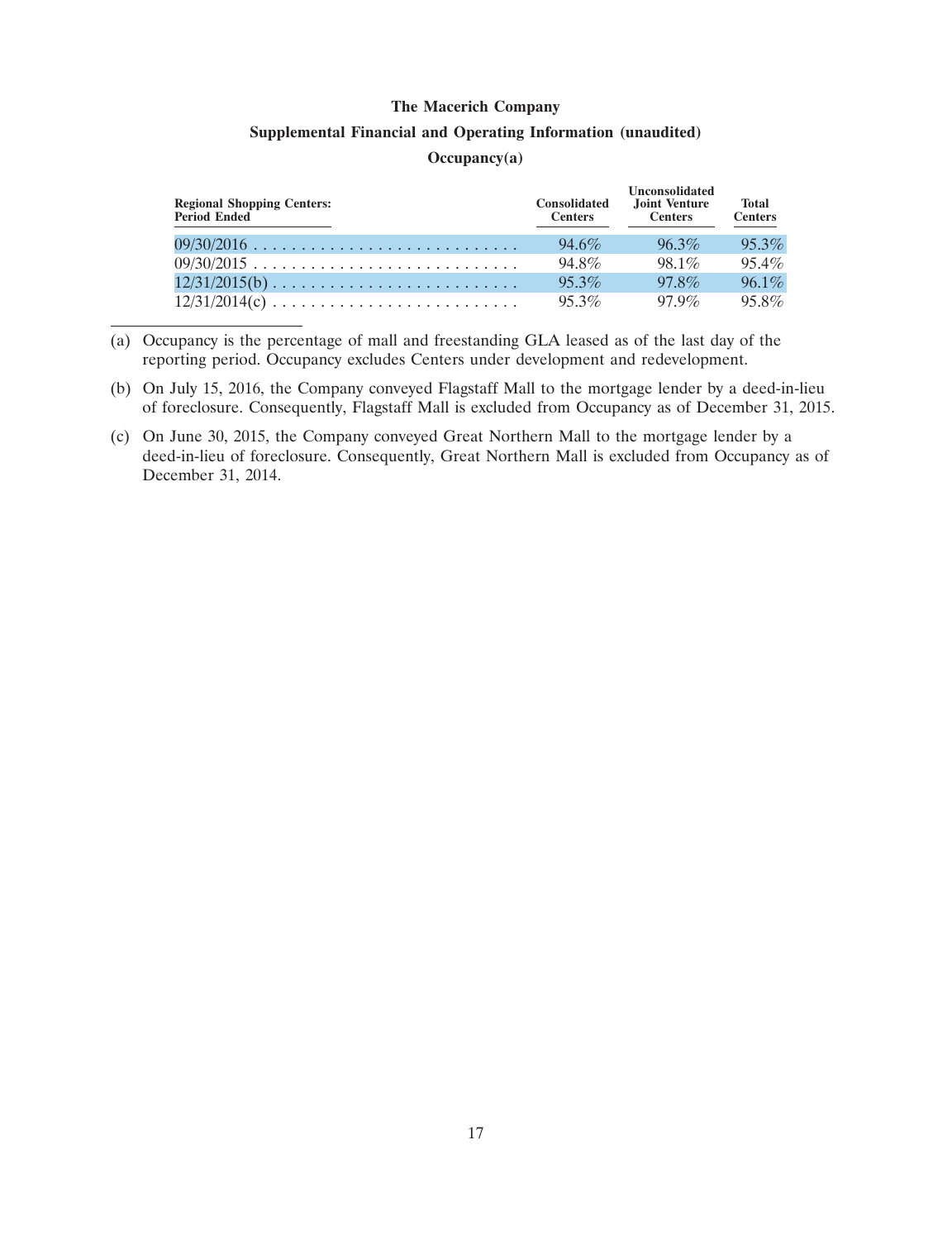# The Macerich Company

## Supplemental Financial and Operating Information (unaudited)

### Occupancy(a)

| Regional Shopping Centers: Period Ended | Consolidated Centers | Unconsolidated Joint Venture Centers | Total Centers |
|---|---|---|---|
| 09/30/2016 | 94.6% | 96.3% | 95.3% |
| 09/30/2015 | 94.8% | 98.1% | 95.4% |
| 12/31/2015(b) | 95.3% | 97.8% | 96.1% |
| 12/31/2014(c) | 95.3% | 97.9% | 95.8% |

(a) Occupancy is the percentage of mall and freestanding GLA leased as of the last day of the reporting period. Occupancy excludes Centers under development and redevelopment.

(b) On July 15, 2016, the Company conveyed Flagstaff Mall to the mortgage lender by a deed-in-lieu of foreclosure. Consequently, Flagstaff Mall is excluded from Occupancy as of December 31, 2015.

(c) On June 30, 2015, the Company conveyed Great Northern Mall to the mortgage lender by a deed-in-lieu of foreclosure. Consequently, Great Northern Mall is excluded from Occupancy as of December 31, 2014.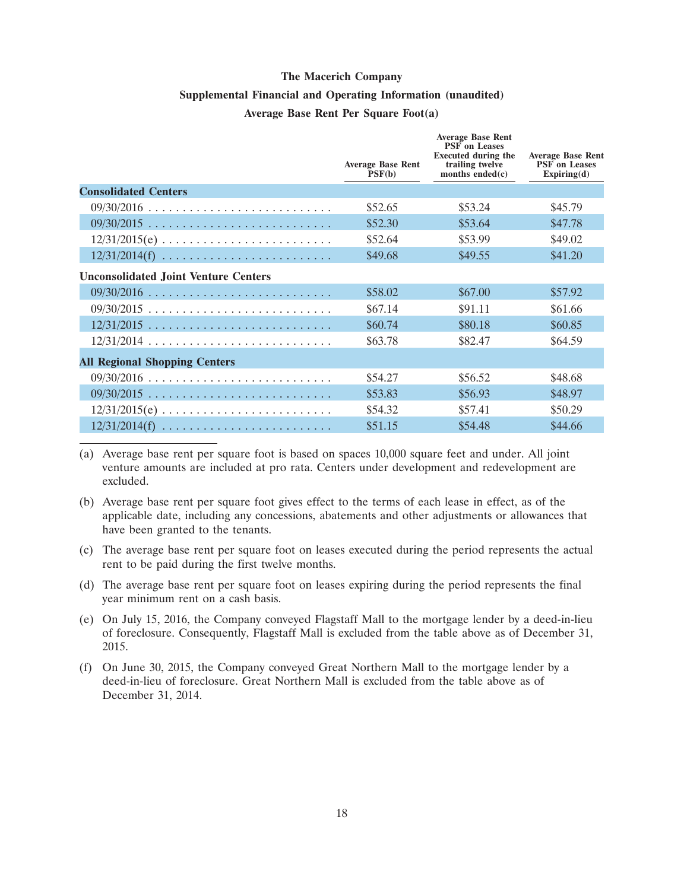**The Macerich Company**

**Supplemental Financial and Operating Information (unaudited)**

**Average Base Rent Per Square Foot(a)**

| | Average Base Rent PSF(b) | Average Base Rent PSF on Leases Executed during the trailing twelve months ended(c) | Average Base Rent PSF on Leases Expiring(d) |
|---|---|---|---|
| **Consolidated Centers** | | | |
| 09/30/2016 | $52.65 | $53.24 | $45.79 |
| 09/30/2015 | $52.30 | $53.64 | $47.78 |
| 12/31/2015(e) | $52.64 | $53.99 | $49.02 |
| 12/31/2014(f) | $49.68 | $49.55 | $41.20 |
| **Unconsolidated Joint Venture Centers** | | | |
| 09/30/2016 | $58.02 | $67.00 | $57.92 |
| 09/30/2015 | $67.14 | $91.11 | $61.66 |
| 12/31/2015 | $60.74 | $80.18 | $60.85 |
| 12/31/2014 | $63.78 | $82.47 | $64.59 |
| **All Regional Shopping Centers** | | | |
| 09/30/2016 | $54.27 | $56.52 | $48.68 |
| 09/30/2015 | $53.83 | $56.93 | $48.97 |
| 12/31/2015(e) | $54.32 | $57.41 | $50.29 |
| 12/31/2014(f) | $51.15 | $54.48 | $44.66 |

(a) Average base rent per square foot is based on spaces 10,000 square feet and under. All joint venture amounts are included at pro rata. Centers under development and redevelopment are excluded.

(b) Average base rent per square foot gives effect to the terms of each lease in effect, as of the applicable date, including any concessions, abatements and other adjustments or allowances that have been granted to the tenants.

(c) The average base rent per square foot on leases executed during the period represents the actual rent to be paid during the first twelve months.

(d) The average base rent per square foot on leases expiring during the period represents the final year minimum rent on a cash basis.

(e) On July 15, 2016, the Company conveyed Flagstaff Mall to the mortgage lender by a deed-in-lieu of foreclosure. Consequently, Flagstaff Mall is excluded from the table above as of December 31, 2015.

(f) On June 30, 2015, the Company conveyed Great Northern Mall to the mortgage lender by a deed-in-lieu of foreclosure. Great Northern Mall is excluded from the table above as of December 31, 2014.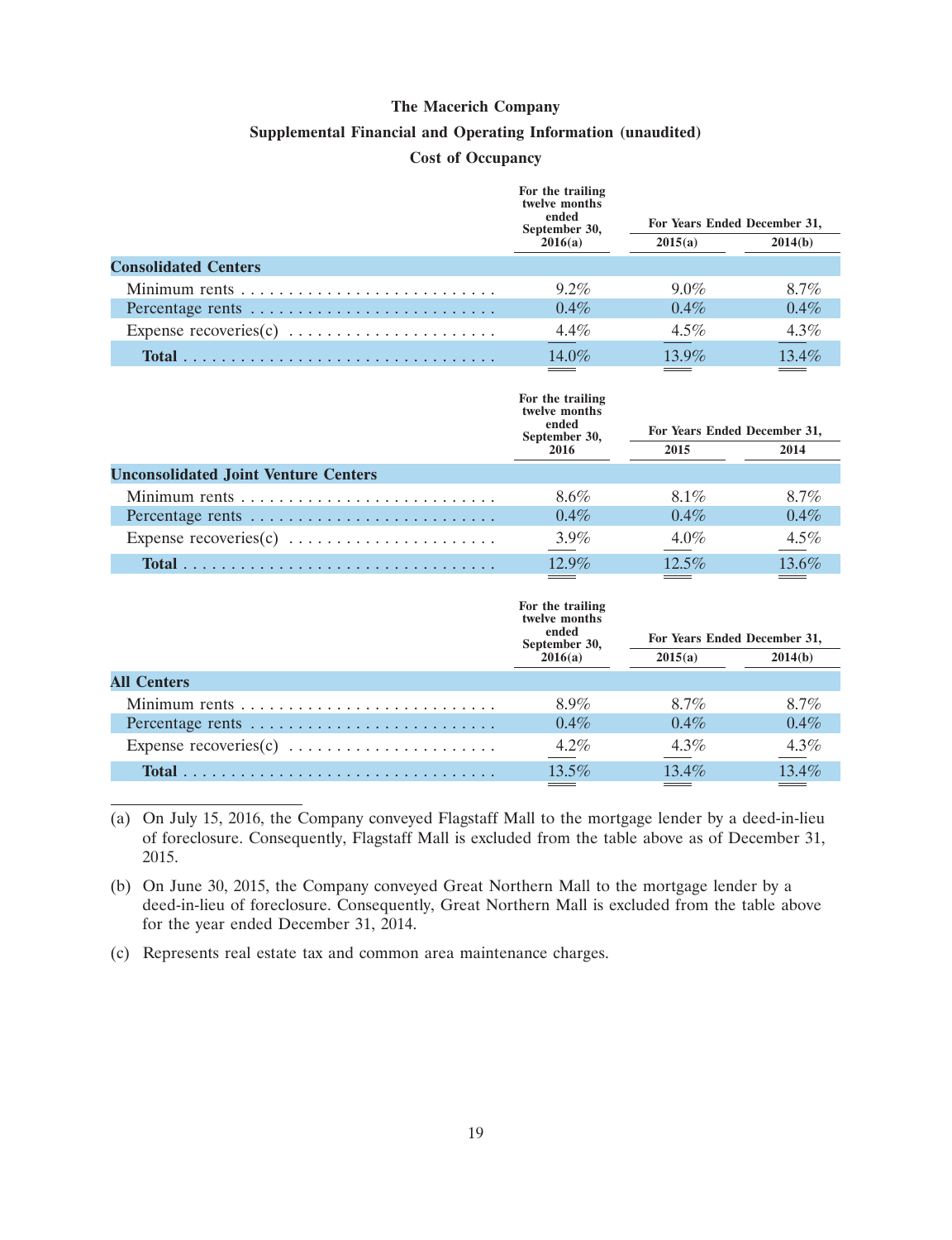# The Macerich Company

## Supplemental Financial and Operating Information (unaudited)

### Cost of Occupancy

| | For the trailing twelve months ended September 30, 2016(a) | For Years Ended December 31, 2015(a) | For Years Ended December 31, 2014(b) |
|---|---|---|---|
| **Consolidated Centers** | | | |
| Minimum rents | 9.2% | 9.0% | 8.7% |
| Percentage rents | 0.4% | 0.4% | 0.4% |
| Expense recoveries(c) | 4.4% | 4.5% | 4.3% |
| **Total** | 14.0% | 13.9% | 13.4% |

| | For the trailing twelve months ended September 30, 2016 | For Years Ended December 31, 2015 | For Years Ended December 31, 2014 |
|---|---|---|---|
| **Unconsolidated Joint Venture Centers** | | | |
| Minimum rents | 8.6% | 8.1% | 8.7% |
| Percentage rents | 0.4% | 0.4% | 0.4% |
| Expense recoveries(c) | 3.9% | 4.0% | 4.5% |
| **Total** | 12.9% | 12.5% | 13.6% |

| | For the trailing twelve months ended September 30, 2016(a) | For Years Ended December 31, 2015(a) | For Years Ended December 31, 2014(b) |
|---|---|---|---|
| **All Centers** | | | |
| Minimum rents | 8.9% | 8.7% | 8.7% |
| Percentage rents | 0.4% | 0.4% | 0.4% |
| Expense recoveries(c) | 4.2% | 4.3% | 4.3% |
| **Total** | 13.5% | 13.4% | 13.4% |

(a) On July 15, 2016, the Company conveyed Flagstaff Mall to the mortgage lender by a deed-in-lieu of foreclosure. Consequently, Flagstaff Mall is excluded from the table above as of December 31, 2015.

(b) On June 30, 2015, the Company conveyed Great Northern Mall to the mortgage lender by a deed-in-lieu of foreclosure. Consequently, Great Northern Mall is excluded from the table above for the year ended December 31, 2014.

(c) Represents real estate tax and common area maintenance charges.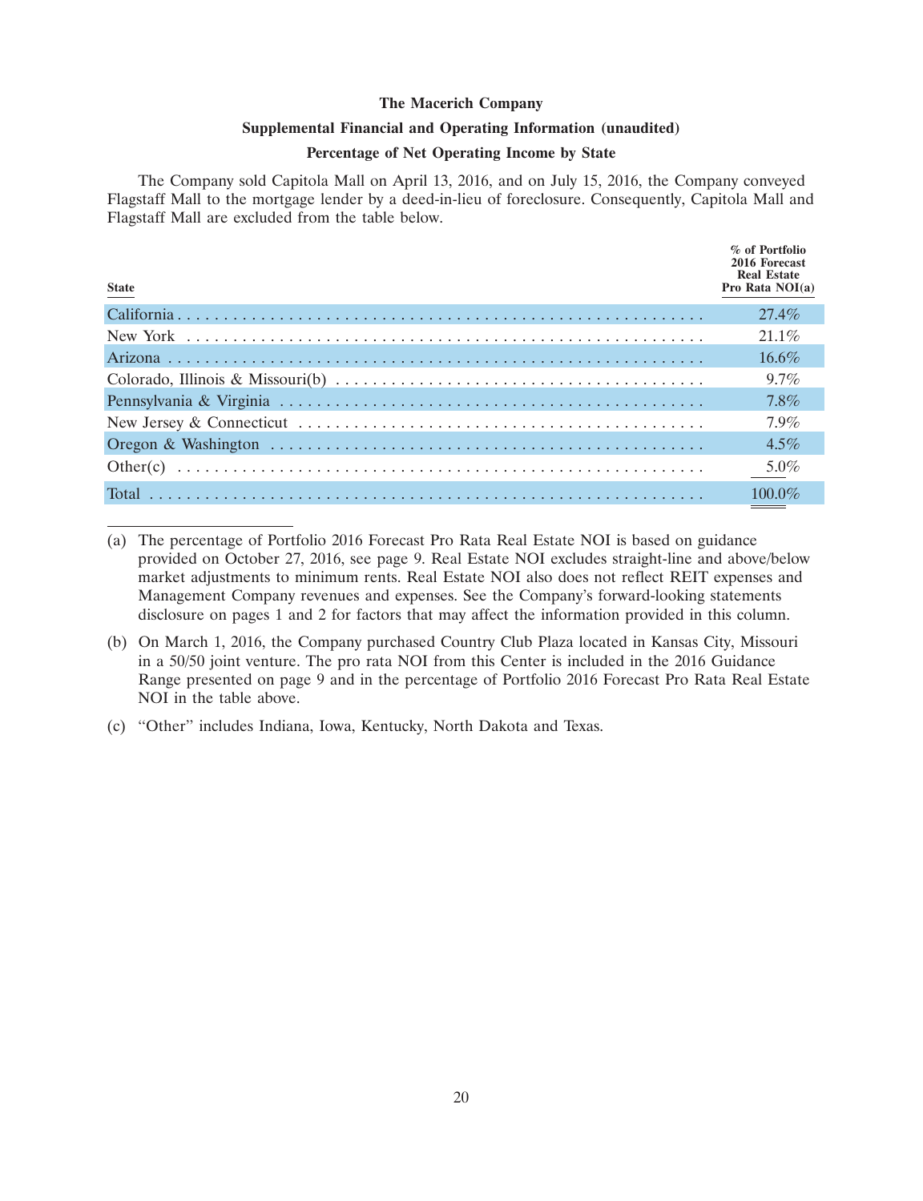**The Macerich Company**

**Supplemental Financial and Operating Information (unaudited)**

**Percentage of Net Operating Income by State**

The Company sold Capitola Mall on April 13, 2016, and on July 15, 2016, the Company conveyed Flagstaff Mall to the mortgage lender by a deed-in-lieu of foreclosure. Consequently, Capitola Mall and Flagstaff Mall are excluded from the table below.

| State | % of Portfolio 2016 Forecast Real Estate Pro Rata NOI(a) |
|---|---|
| California | 27.4% |
| New York | 21.1% |
| Arizona | 16.6% |
| Colorado, Illinois & Missouri(b) | 9.7% |
| Pennsylvania & Virginia | 7.8% |
| New Jersey & Connecticut | 7.9% |
| Oregon & Washington | 4.5% |
| Other(c) | 5.0% |
| Total | 100.0% |

(a) The percentage of Portfolio 2016 Forecast Pro Rata Real Estate NOI is based on guidance provided on October 27, 2016, see page 9. Real Estate NOI excludes straight-line and above/below market adjustments to minimum rents. Real Estate NOI also does not reflect REIT expenses and Management Company revenues and expenses. See the Company's forward-looking statements disclosure on pages 1 and 2 for factors that may affect the information provided in this column.

(b) On March 1, 2016, the Company purchased Country Club Plaza located in Kansas City, Missouri in a 50/50 joint venture. The pro rata NOI from this Center is included in the 2016 Guidance Range presented on page 9 and in the percentage of Portfolio 2016 Forecast Pro Rata Real Estate NOI in the table above.

(c) "Other" includes Indiana, Iowa, Kentucky, North Dakota and Texas.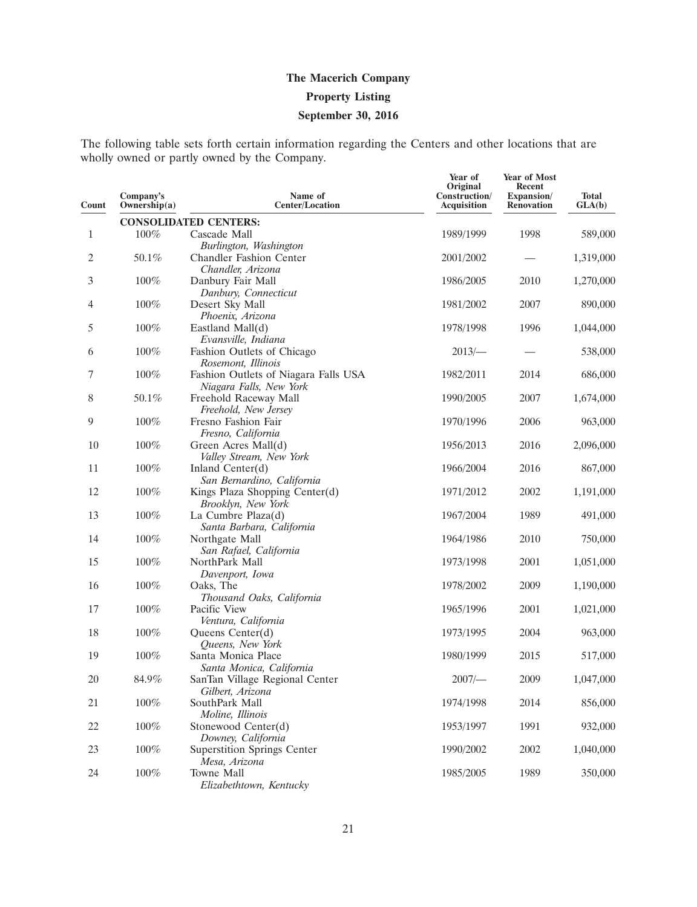# The Macerich Company

## Property Listing

## September 30, 2016

The following table sets forth certain information regarding the Centers and other locations that are wholly owned or partly owned by the Company.

| Count | Company's Ownership(a) | Name of Center/Location | Year of Original Construction/ Acquisition | Year of Most Recent Expansion/ Renovation | Total GLA(b) |
|---|---|---|---|---|---|
| | **CONSOLIDATED CENTERS:** | | | | |
| 1 | 100% | Cascade Mall<br>*Burlington, Washington* | 1989/1999 | 1998 | 589,000 |
| 2 | 50.1% | Chandler Fashion Center<br>*Chandler, Arizona* | 2001/2002 | — | 1,319,000 |
| 3 | 100% | Danbury Fair Mall<br>*Danbury, Connecticut* | 1986/2005 | 2010 | 1,270,000 |
| 4 | 100% | Desert Sky Mall<br>*Phoenix, Arizona* | 1981/2002 | 2007 | 890,000 |
| 5 | 100% | Eastland Mall(d)<br>*Evansville, Indiana* | 1978/1998 | 1996 | 1,044,000 |
| 6 | 100% | Fashion Outlets of Chicago<br>*Rosemont, Illinois* | 2013/— | — | 538,000 |
| 7 | 100% | Fashion Outlets of Niagara Falls USA<br>*Niagara Falls, New York* | 1982/2011 | 2014 | 686,000 |
| 8 | 50.1% | Freehold Raceway Mall<br>*Freehold, New Jersey* | 1990/2005 | 2007 | 1,674,000 |
| 9 | 100% | Fresno Fashion Fair<br>*Fresno, California* | 1970/1996 | 2006 | 963,000 |
| 10 | 100% | Green Acres Mall(d)<br>*Valley Stream, New York* | 1956/2013 | 2016 | 2,096,000 |
| 11 | 100% | Inland Center(d)<br>*San Bernardino, California* | 1966/2004 | 2016 | 867,000 |
| 12 | 100% | Kings Plaza Shopping Center(d)<br>*Brooklyn, New York* | 1971/2012 | 2002 | 1,191,000 |
| 13 | 100% | La Cumbre Plaza(d)<br>*Santa Barbara, California* | 1967/2004 | 1989 | 491,000 |
| 14 | 100% | Northgate Mall<br>*San Rafael, California* | 1964/1986 | 2010 | 750,000 |
| 15 | 100% | NorthPark Mall<br>*Davenport, Iowa* | 1973/1998 | 2001 | 1,051,000 |
| 16 | 100% | Oaks, The<br>*Thousand Oaks, California* | 1978/2002 | 2009 | 1,190,000 |
| 17 | 100% | Pacific View<br>*Ventura, California* | 1965/1996 | 2001 | 1,021,000 |
| 18 | 100% | Queens Center(d)<br>*Queens, New York* | 1973/1995 | 2004 | 963,000 |
| 19 | 100% | Santa Monica Place<br>*Santa Monica, California* | 1980/1999 | 2015 | 517,000 |
| 20 | 84.9% | SanTan Village Regional Center<br>*Gilbert, Arizona* | 2007/— | 2009 | 1,047,000 |
| 21 | 100% | SouthPark Mall<br>*Moline, Illinois* | 1974/1998 | 2014 | 856,000 |
| 22 | 100% | Stonewood Center(d)<br>*Downey, California* | 1953/1997 | 1991 | 932,000 |
| 23 | 100% | Superstition Springs Center<br>*Mesa, Arizona* | 1990/2002 | 2002 | 1,040,000 |
| 24 | 100% | Towne Mall<br>*Elizabethtown, Kentucky* | 1985/2005 | 1989 | 350,000 |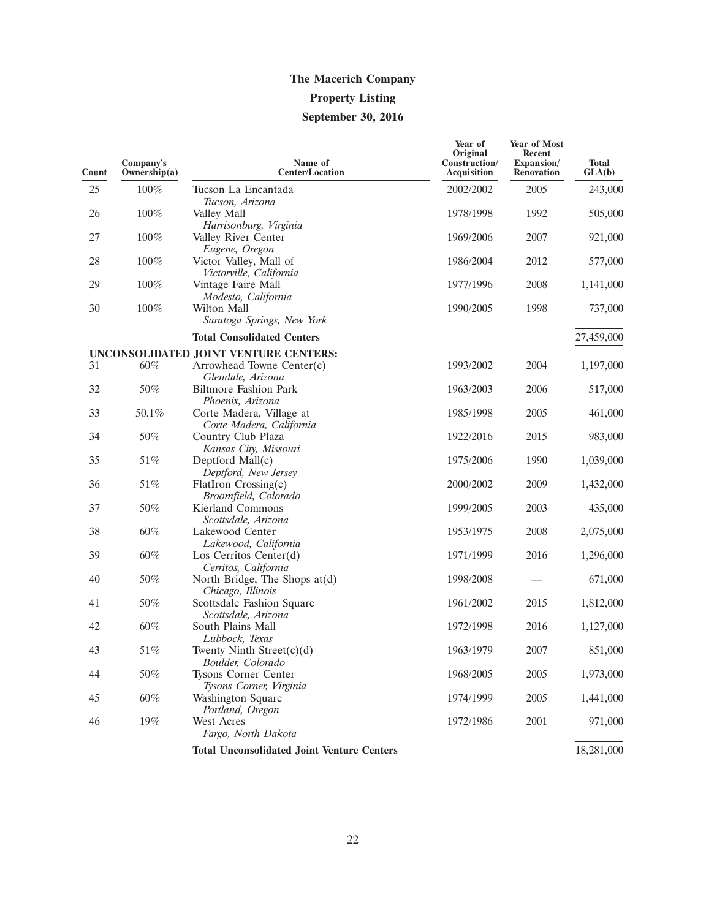# The Macerich Company

## Property Listing

## September 30, 2016

| Count | Company's Ownership(a) | Name of Center/Location | Year of Original Construction/ Acquisition | Year of Most Recent Expansion/ Renovation | Total GLA(b) |
|---|---|---|---|---|---|
| 25 | 100% | Tucson La Encantada *Tucson, Arizona* | 2002/2002 | 2005 | 243,000 |
| 26 | 100% | Valley Mall *Harrisonburg, Virginia* | 1978/1998 | 1992 | 505,000 |
| 27 | 100% | Valley River Center *Eugene, Oregon* | 1969/2006 | 2007 | 921,000 |
| 28 | 100% | Victor Valley, Mall of *Victorville, California* | 1986/2004 | 2012 | 577,000 |
| 29 | 100% | Vintage Faire Mall *Modesto, California* | 1977/1996 | 2008 | 1,141,000 |
| 30 | 100% | Wilton Mall *Saratoga Springs, New York* | 1990/2005 | 1998 | 737,000 |
| | | **Total Consolidated Centers** | | | 27,459,000 |
| | | **UNCONSOLIDATED JOINT VENTURE CENTERS:** | | | |
| 31 | 60% | Arrowhead Towne Center(c) *Glendale, Arizona* | 1993/2002 | 2004 | 1,197,000 |
| 32 | 50% | Biltmore Fashion Park *Phoenix, Arizona* | 1963/2003 | 2006 | 517,000 |
| 33 | 50.1% | Corte Madera, Village at *Corte Madera, California* | 1985/1998 | 2005 | 461,000 |
| 34 | 50% | Country Club Plaza *Kansas City, Missouri* | 1922/2016 | 2015 | 983,000 |
| 35 | 51% | Deptford Mall(c) *Deptford, New Jersey* | 1975/2006 | 1990 | 1,039,000 |
| 36 | 51% | FlatIron Crossing(c) *Broomfield, Colorado* | 2000/2002 | 2009 | 1,432,000 |
| 37 | 50% | Kierland Commons *Scottsdale, Arizona* | 1999/2005 | 2003 | 435,000 |
| 38 | 60% | Lakewood Center *Lakewood, California* | 1953/1975 | 2008 | 2,075,000 |
| 39 | 60% | Los Cerritos Center(d) *Cerritos, California* | 1971/1999 | 2016 | 1,296,000 |
| 40 | 50% | North Bridge, The Shops at(d) *Chicago, Illinois* | 1998/2008 | — | 671,000 |
| 41 | 50% | Scottsdale Fashion Square *Scottsdale, Arizona* | 1961/2002 | 2015 | 1,812,000 |
| 42 | 60% | South Plains Mall *Lubbock, Texas* | 1972/1998 | 2016 | 1,127,000 |
| 43 | 51% | Twenty Ninth Street(c)(d) *Boulder, Colorado* | 1963/1979 | 2007 | 851,000 |
| 44 | 50% | Tysons Corner Center *Tysons Corner, Virginia* | 1968/2005 | 2005 | 1,973,000 |
| 45 | 60% | Washington Square *Portland, Oregon* | 1974/1999 | 2005 | 1,441,000 |
| 46 | 19% | West Acres *Fargo, North Dakota* | 1972/1986 | 2001 | 971,000 |
| | | **Total Unconsolidated Joint Venture Centers** | | | 18,281,000 |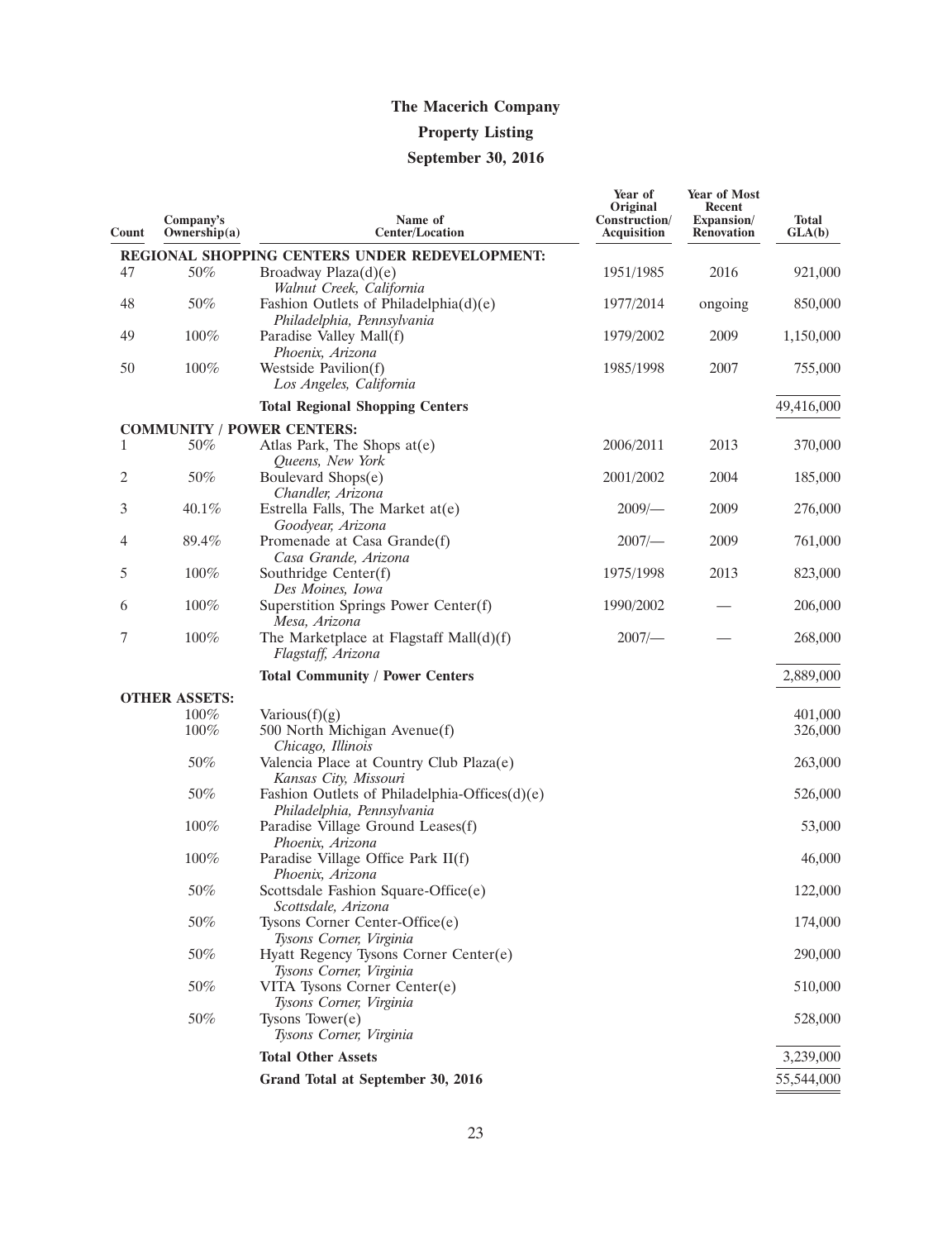**The Macerich Company**

**Property Listing**

**September 30, 2016**

| Count | Company's Ownership(a) | Name of Center/Location | Year of Original Construction/ Acquisition | Year of Most Recent Expansion/ Renovation | Total GLA(b) |
|---|---|---|---|---|---|
| | | **REGIONAL SHOPPING CENTERS UNDER REDEVELOPMENT:** | | | |
| 47 | 50% | Broadway Plaza(d)(e) *Walnut Creek, California* | 1951/1985 | 2016 | 921,000 |
| 48 | 50% | Fashion Outlets of Philadelphia(d)(e) *Philadelphia, Pennsylvania* | 1977/2014 | ongoing | 850,000 |
| 49 | 100% | Paradise Valley Mall(f) *Phoenix, Arizona* | 1979/2002 | 2009 | 1,150,000 |
| 50 | 100% | Westside Pavilion(f) *Los Angeles, California* | 1985/1998 | 2007 | 755,000 |
| | | **Total Regional Shopping Centers** | | | 49,416,000 |
| | | **COMMUNITY / POWER CENTERS:** | | | |
| 1 | 50% | Atlas Park, The Shops at(e) *Queens, New York* | 2006/2011 | 2013 | 370,000 |
| 2 | 50% | Boulevard Shops(e) *Chandler, Arizona* | 2001/2002 | 2004 | 185,000 |
| 3 | 40.1% | Estrella Falls, The Market at(e) *Goodyear, Arizona* | 2009/— | 2009 | 276,000 |
| 4 | 89.4% | Promenade at Casa Grande(f) *Casa Grande, Arizona* | 2007/— | 2009 | 761,000 |
| 5 | 100% | Southridge Center(f) *Des Moines, Iowa* | 1975/1998 | 2013 | 823,000 |
| 6 | 100% | Superstition Springs Power Center(f) *Mesa, Arizona* | 1990/2002 | — | 206,000 |
| 7 | 100% | The Marketplace at Flagstaff Mall(d)(f) *Flagstaff, Arizona* | 2007/— | — | 268,000 |
| | | **Total Community / Power Centers** | | | 2,889,000 |
| | **OTHER ASSETS:** | | | | |
| | 100% | Various(f)(g) | | | 401,000 |
| | 100% | 500 North Michigan Avenue(f) *Chicago, Illinois* | | | 326,000 |
| | 50% | Valencia Place at Country Club Plaza(e) *Kansas City, Missouri* | | | 263,000 |
| | 50% | Fashion Outlets of Philadelphia-Offices(d)(e) *Philadelphia, Pennsylvania* | | | 526,000 |
| | 100% | Paradise Village Ground Leases(f) *Phoenix, Arizona* | | | 53,000 |
| | 100% | Paradise Village Office Park II(f) *Phoenix, Arizona* | | | 46,000 |
| | 50% | Scottsdale Fashion Square-Office(e) *Scottsdale, Arizona* | | | 122,000 |
| | 50% | Tysons Corner Center-Office(e) *Tysons Corner, Virginia* | | | 174,000 |
| | 50% | Hyatt Regency Tysons Corner Center(e) *Tysons Corner, Virginia* | | | 290,000 |
| | 50% | VITA Tysons Corner Center(e) *Tysons Corner, Virginia* | | | 510,000 |
| | 50% | Tysons Tower(e) *Tysons Corner, Virginia* | | | 528,000 |
| | | **Total Other Assets** | | | 3,239,000 |
| | | **Grand Total at September 30, 2016** | | | 55,544,000 |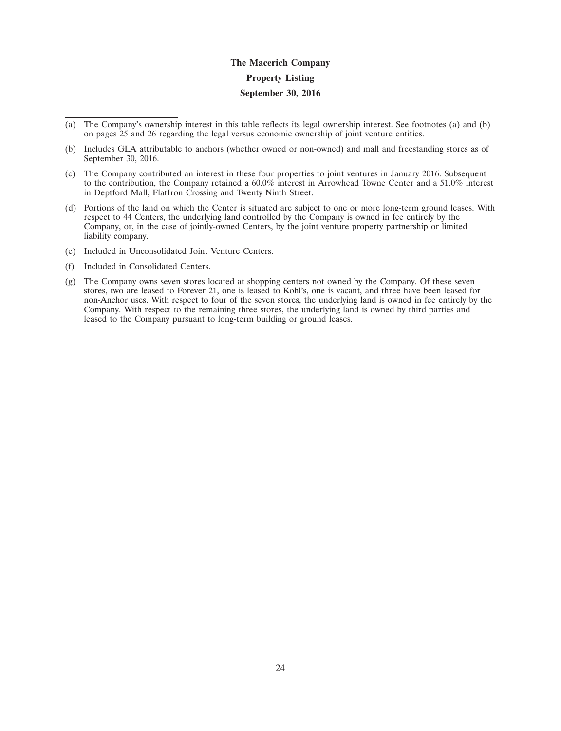**The Macerich Company**

**Property Listing**

**September 30, 2016**

---

(a) The Company's ownership interest in this table reflects its legal ownership interest. See footnotes (a) and (b) on pages 25 and 26 regarding the legal versus economic ownership of joint venture entities.

(b) Includes GLA attributable to anchors (whether owned or non-owned) and mall and freestanding stores as of September 30, 2016.

(c) The Company contributed an interest in these four properties to joint ventures in January 2016. Subsequent to the contribution, the Company retained a 60.0% interest in Arrowhead Towne Center and a 51.0% interest in Deptford Mall, FlatIron Crossing and Twenty Ninth Street.

(d) Portions of the land on which the Center is situated are subject to one or more long-term ground leases. With respect to 44 Centers, the underlying land controlled by the Company is owned in fee entirely by the Company, or, in the case of jointly-owned Centers, by the joint venture property partnership or limited liability company.

(e) Included in Unconsolidated Joint Venture Centers.

(f) Included in Consolidated Centers.

(g) The Company owns seven stores located at shopping centers not owned by the Company. Of these seven stores, two are leased to Forever 21, one is leased to Kohl's, one is vacant, and three have been leased for non-Anchor uses. With respect to four of the seven stores, the underlying land is owned in fee entirely by the Company. With respect to the remaining three stores, the underlying land is owned by third parties and leased to the Company pursuant to long-term building or ground leases.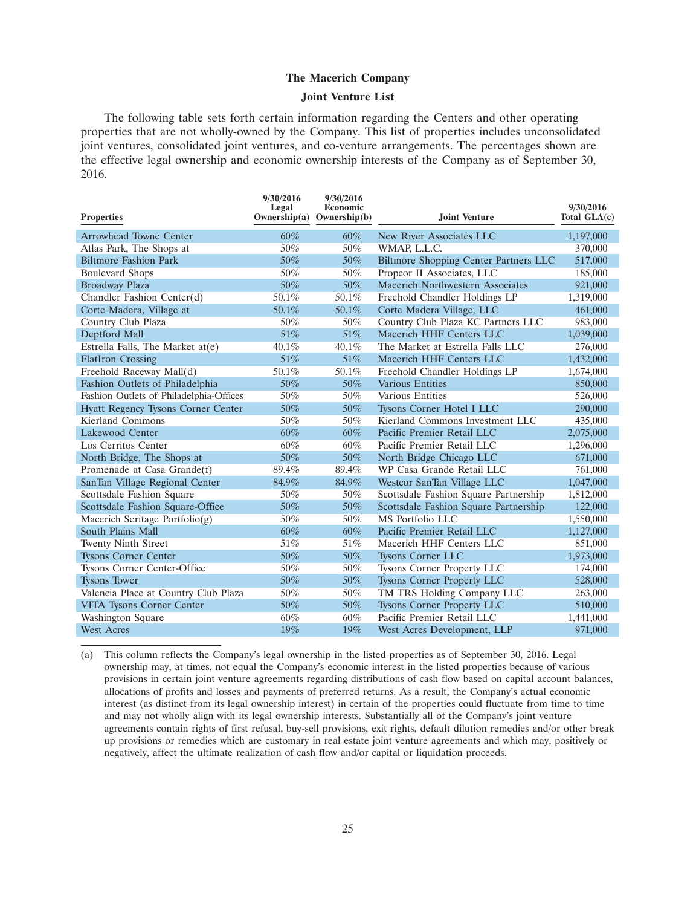## The Macerich Company

### Joint Venture List

The following table sets forth certain information regarding the Centers and other operating properties that are not wholly-owned by the Company. This list of properties includes unconsolidated joint ventures, consolidated joint ventures, and co-venture arrangements. The percentages shown are the effective legal ownership and economic ownership interests of the Company as of September 30, 2016.

| Properties | 9/30/2016 Legal Ownership(a) | 9/30/2016 Economic Ownership(b) | Joint Venture | 9/30/2016 Total GLA(c) |
|---|---|---|---|---|
| Arrowhead Towne Center | 60% | 60% | New River Associates LLC | 1,197,000 |
| Atlas Park, The Shops at | 50% | 50% | WMAP, L.L.C. | 370,000 |
| Biltmore Fashion Park | 50% | 50% | Biltmore Shopping Center Partners LLC | 517,000 |
| Boulevard Shops | 50% | 50% | Propcor II Associates, LLC | 185,000 |
| Broadway Plaza | 50% | 50% | Macerich Northwestern Associates | 921,000 |
| Chandler Fashion Center(d) | 50.1% | 50.1% | Freehold Chandler Holdings LP | 1,319,000 |
| Corte Madera, Village at | 50.1% | 50.1% | Corte Madera Village, LLC | 461,000 |
| Country Club Plaza | 50% | 50% | Country Club Plaza KC Partners LLC | 983,000 |
| Deptford Mall | 51% | 51% | Macerich HHF Centers LLC | 1,039,000 |
| Estrella Falls, The Market at(e) | 40.1% | 40.1% | The Market at Estrella Falls LLC | 276,000 |
| FlatIron Crossing | 51% | 51% | Macerich HHF Centers LLC | 1,432,000 |
| Freehold Raceway Mall(d) | 50.1% | 50.1% | Freehold Chandler Holdings LP | 1,674,000 |
| Fashion Outlets of Philadelphia | 50% | 50% | Various Entities | 850,000 |
| Fashion Outlets of Philadelphia-Offices | 50% | 50% | Various Entities | 526,000 |
| Hyatt Regency Tysons Corner Center | 50% | 50% | Tysons Corner Hotel I LLC | 290,000 |
| Kierland Commons | 50% | 50% | Kierland Commons Investment LLC | 435,000 |
| Lakewood Center | 60% | 60% | Pacific Premier Retail LLC | 2,075,000 |
| Los Cerritos Center | 60% | 60% | Pacific Premier Retail LLC | 1,296,000 |
| North Bridge, The Shops at | 50% | 50% | North Bridge Chicago LLC | 671,000 |
| Promenade at Casa Grande(f) | 89.4% | 89.4% | WP Casa Grande Retail LLC | 761,000 |
| SanTan Village Regional Center | 84.9% | 84.9% | Westcor SanTan Village LLC | 1,047,000 |
| Scottsdale Fashion Square | 50% | 50% | Scottsdale Fashion Square Partnership | 1,812,000 |
| Scottsdale Fashion Square-Office | 50% | 50% | Scottsdale Fashion Square Partnership | 122,000 |
| Macerich Seritage Portfolio(g) | 50% | 50% | MS Portfolio LLC | 1,550,000 |
| South Plains Mall | 60% | 60% | Pacific Premier Retail LLC | 1,127,000 |
| Twenty Ninth Street | 51% | 51% | Macerich HHF Centers LLC | 851,000 |
| Tysons Corner Center | 50% | 50% | Tysons Corner LLC | 1,973,000 |
| Tysons Corner Center-Office | 50% | 50% | Tysons Corner Property LLC | 174,000 |
| Tysons Tower | 50% | 50% | Tysons Corner Property LLC | 528,000 |
| Valencia Place at Country Club Plaza | 50% | 50% | TM TRS Holding Company LLC | 263,000 |
| VITA Tysons Corner Center | 50% | 50% | Tysons Corner Property LLC | 510,000 |
| Washington Square | 60% | 60% | Pacific Premier Retail LLC | 1,441,000 |
| West Acres | 19% | 19% | West Acres Development, LLP | 971,000 |

(a) This column reflects the Company's legal ownership in the listed properties as of September 30, 2016. Legal ownership may, at times, not equal the Company's economic interest in the listed properties because of various provisions in certain joint venture agreements regarding distributions of cash flow based on capital account balances, allocations of profits and losses and payments of preferred returns. As a result, the Company's actual economic interest (as distinct from its legal ownership interest) in certain of the properties could fluctuate from time to time and may not wholly align with its legal ownership interests. Substantially all of the Company's joint venture agreements contain rights of first refusal, buy-sell provisions, exit rights, default dilution remedies and/or other break up provisions or remedies which are customary in real estate joint venture agreements and which may, positively or negatively, affect the ultimate realization of cash flow and/or capital or liquidation proceeds.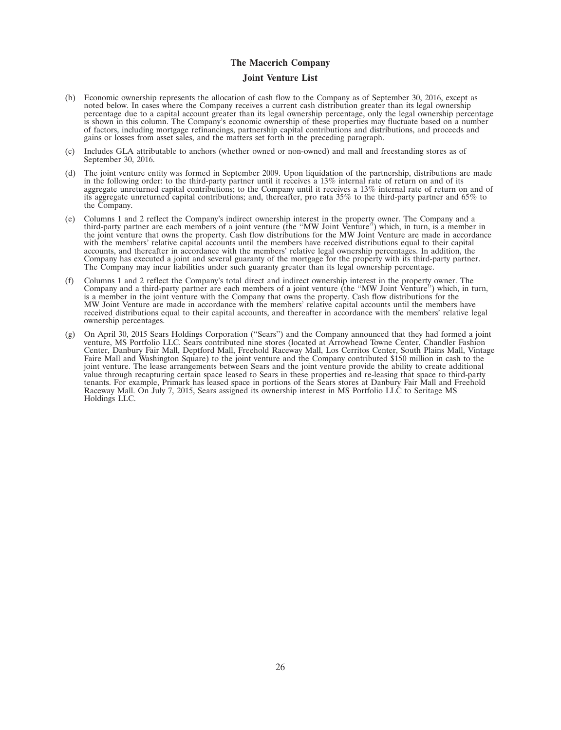# The Macerich Company

## Joint Venture List

(b) Economic ownership represents the allocation of cash flow to the Company as of September 30, 2016, except as noted below. In cases where the Company receives a current cash distribution greater than its legal ownership percentage due to a capital account greater than its legal ownership percentage, only the legal ownership percentage is shown in this column. The Company's economic ownership of these properties may fluctuate based on a number of factors, including mortgage refinancings, partnership capital contributions and distributions, and proceeds and gains or losses from asset sales, and the matters set forth in the preceding paragraph.

(c) Includes GLA attributable to anchors (whether owned or non-owned) and mall and freestanding stores as of September 30, 2016.

(d) The joint venture entity was formed in September 2009. Upon liquidation of the partnership, distributions are made in the following order: to the third-party partner until it receives a 13% internal rate of return on and of its aggregate unreturned capital contributions; to the Company until it receives a 13% internal rate of return on and of its aggregate unreturned capital contributions; and, thereafter, pro rata 35% to the third-party partner and 65% to the Company.

(e) Columns 1 and 2 reflect the Company's indirect ownership interest in the property owner. The Company and a third-party partner are each members of a joint venture (the ''MW Joint Venture'') which, in turn, is a member in the joint venture that owns the property. Cash flow distributions for the MW Joint Venture are made in accordance with the members' relative capital accounts until the members have received distributions equal to their capital accounts, and thereafter in accordance with the members' relative legal ownership percentages. In addition, the Company has executed a joint and several guaranty of the mortgage for the property with its third-party partner. The Company may incur liabilities under such guaranty greater than its legal ownership percentage.

(f) Columns 1 and 2 reflect the Company's total direct and indirect ownership interest in the property owner. The Company and a third-party partner are each members of a joint venture (the ''MW Joint Venture'') which, in turn, is a member in the joint venture with the Company that owns the property. Cash flow distributions for the MW Joint Venture are made in accordance with the members' relative capital accounts until the members have received distributions equal to their capital accounts, and thereafter in accordance with the members' relative legal ownership percentages.

(g) On April 30, 2015 Sears Holdings Corporation (''Sears'') and the Company announced that they had formed a joint venture, MS Portfolio LLC. Sears contributed nine stores (located at Arrowhead Towne Center, Chandler Fashion Center, Danbury Fair Mall, Deptford Mall, Freehold Raceway Mall, Los Cerritos Center, South Plains Mall, Vintage Faire Mall and Washington Square) to the joint venture and the Company contributed $150 million in cash to the joint venture. The lease arrangements between Sears and the joint venture provide the ability to create additional value through recapturing certain space leased to Sears in these properties and re-leasing that space to third-party tenants. For example, Primark has leased space in portions of the Sears stores at Danbury Fair Mall and Freehold Raceway Mall. On July 7, 2015, Sears assigned its ownership interest in MS Portfolio LLC to Seritage MS Holdings LLC.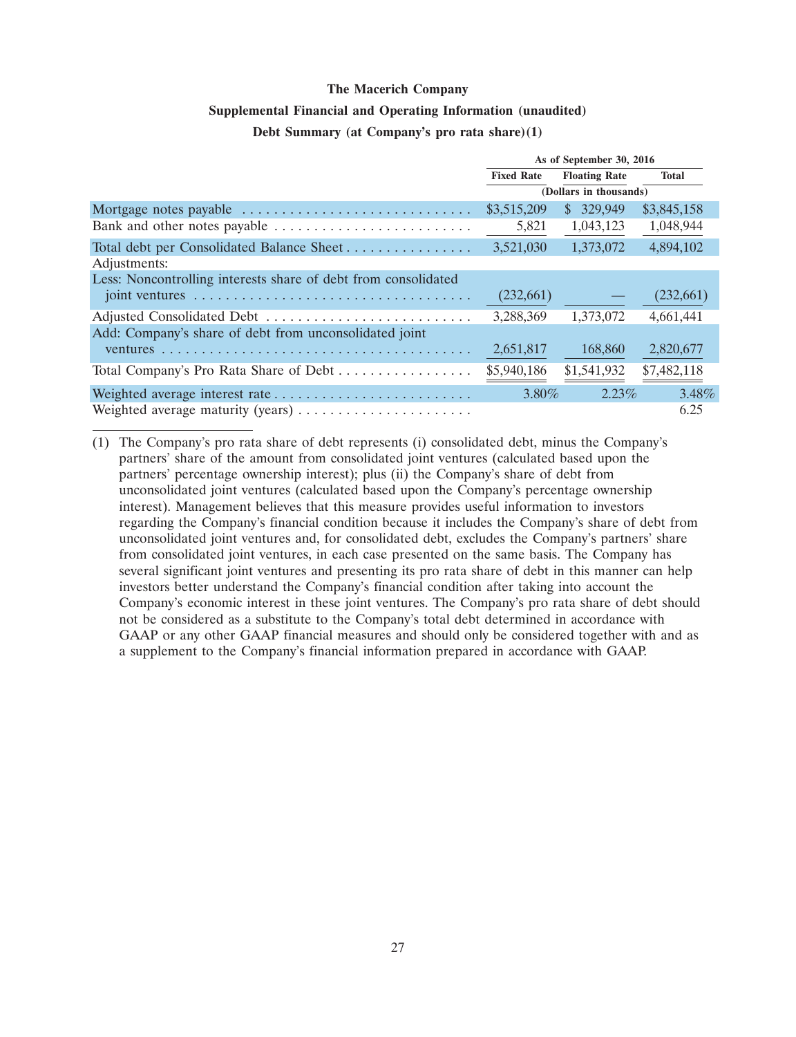**The Macerich Company**

**Supplemental Financial and Operating Information (unaudited)**

**Debt Summary (at Company's pro rata share)(1)**

| | As of September 30, 2016 | | |
|---|---|---|---|
| | Fixed Rate | Floating Rate | Total |
| | (Dollars in thousands) | | |
| Mortgage notes payable | $3,515,209 | $ 329,949 | $3,845,158 |
| Bank and other notes payable | 5,821 | 1,043,123 | 1,048,944 |
| Total debt per Consolidated Balance Sheet | 3,521,030 | 1,373,072 | 4,894,102 |
| Adjustments: | | | |
| Less: Noncontrolling interests share of debt from consolidated joint ventures | (232,661) | — | (232,661) |
| Adjusted Consolidated Debt | 3,288,369 | 1,373,072 | 4,661,441 |
| Add: Company's share of debt from unconsolidated joint ventures | 2,651,817 | 168,860 | 2,820,677 |
| Total Company's Pro Rata Share of Debt | $5,940,186 | $1,541,932 | $7,482,118 |
| Weighted average interest rate | 3.80% | 2.23% | 3.48% |
| Weighted average maturity (years) | | | 6.25 |

(1) The Company's pro rata share of debt represents (i) consolidated debt, minus the Company's partners' share of the amount from consolidated joint ventures (calculated based upon the partners' percentage ownership interest); plus (ii) the Company's share of debt from unconsolidated joint ventures (calculated based upon the Company's percentage ownership interest). Management believes that this measure provides useful information to investors regarding the Company's financial condition because it includes the Company's share of debt from unconsolidated joint ventures and, for consolidated debt, excludes the Company's partners' share from consolidated joint ventures, in each case presented on the same basis. The Company has several significant joint ventures and presenting its pro rata share of debt in this manner can help investors better understand the Company's financial condition after taking into account the Company's economic interest in these joint ventures. The Company's pro rata share of debt should not be considered as a substitute to the Company's total debt determined in accordance with GAAP or any other GAAP financial measures and should only be considered together with and as a supplement to the Company's financial information prepared in accordance with GAAP.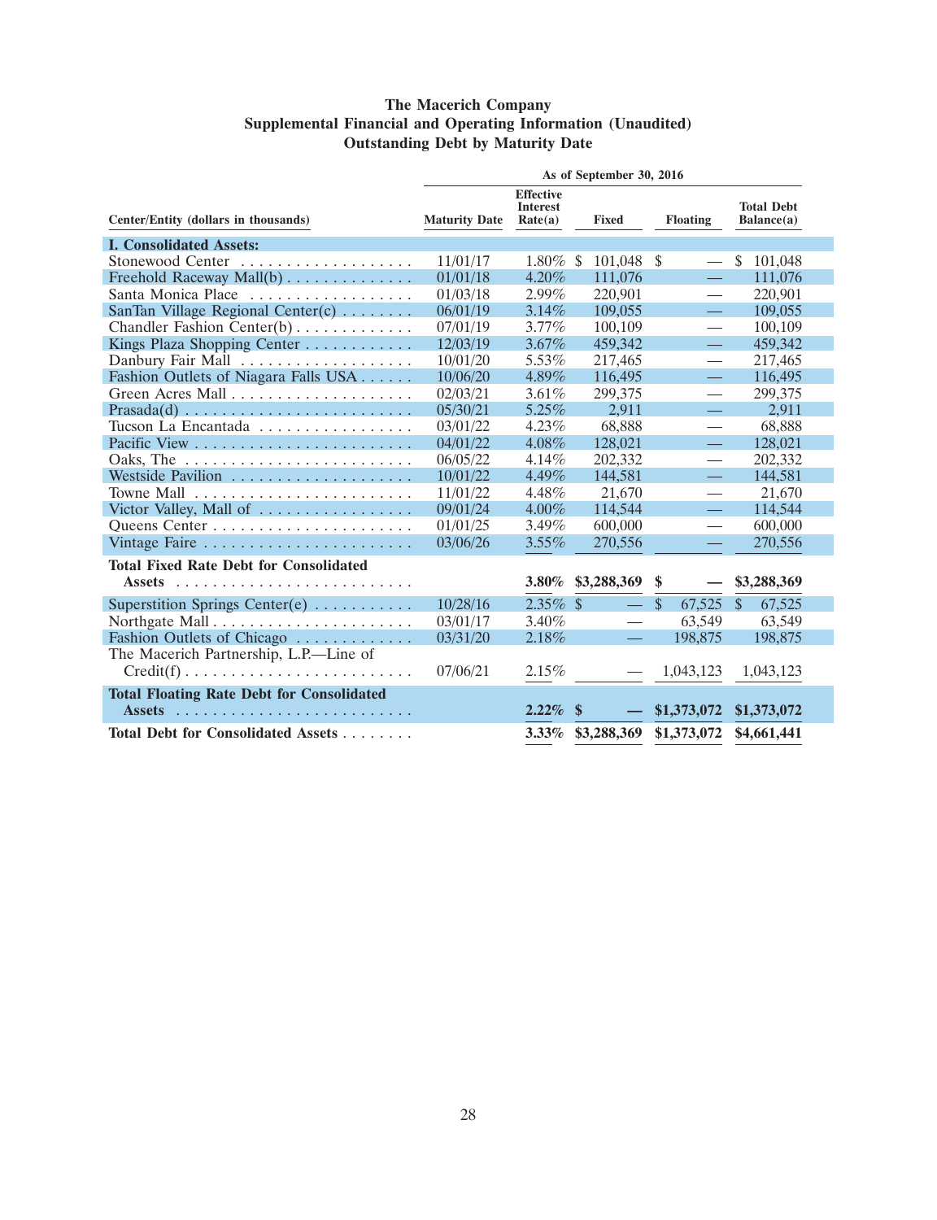**The Macerich Company**
**Supplemental Financial and Operating Information (Unaudited)**
**Outstanding Debt by Maturity Date**

| Center/Entity (dollars in thousands) | As of September 30, 2016 | | | | |
|---|---|---|---|---|---|
| | Maturity Date | Effective Interest Rate(a) | Fixed | Floating | Total Debt Balance(a) |
| **I. Consolidated Assets:** | | | | | |
| Stonewood Center | 11/01/17 | 1.80% | $ 101,048 | $ — | $ 101,048 |
| Freehold Raceway Mall(b) | 01/01/18 | 4.20% | 111,076 | — | 111,076 |
| Santa Monica Place | 01/03/18 | 2.99% | 220,901 | — | 220,901 |
| SanTan Village Regional Center(c) | 06/01/19 | 3.14% | 109,055 | — | 109,055 |
| Chandler Fashion Center(b) | 07/01/19 | 3.77% | 100,109 | — | 100,109 |
| Kings Plaza Shopping Center | 12/03/19 | 3.67% | 459,342 | — | 459,342 |
| Danbury Fair Mall | 10/01/20 | 5.53% | 217,465 | — | 217,465 |
| Fashion Outlets of Niagara Falls USA | 10/06/20 | 4.89% | 116,495 | — | 116,495 |
| Green Acres Mall | 02/03/21 | 3.61% | 299,375 | — | 299,375 |
| Prasada(d) | 05/30/21 | 5.25% | 2,911 | — | 2,911 |
| Tucson La Encantada | 03/01/22 | 4.23% | 68,888 | — | 68,888 |
| Pacific View | 04/01/22 | 4.08% | 128,021 | — | 128,021 |
| Oaks, The | 06/05/22 | 4.14% | 202,332 | — | 202,332 |
| Westside Pavilion | 10/01/22 | 4.49% | 144,581 | — | 144,581 |
| Towne Mall | 11/01/22 | 4.48% | 21,670 | — | 21,670 |
| Victor Valley, Mall of | 09/01/24 | 4.00% | 114,544 | — | 114,544 |
| Queens Center | 01/01/25 | 3.49% | 600,000 | — | 600,000 |
| Vintage Faire | 03/06/26 | 3.55% | 270,556 | — | 270,556 |
| **Total Fixed Rate Debt for Consolidated Assets** | | **3.80%** | **$3,288,369** | **$ —** | **$3,288,369** |
| Superstition Springs Center(e) | 10/28/16 | 2.35% | $ — | $ 67,525 | $ 67,525 |
| Northgate Mall | 03/01/17 | 3.40% | — | 63,549 | 63,549 |
| Fashion Outlets of Chicago | 03/31/20 | 2.18% | — | 198,875 | 198,875 |
| The Macerich Partnership, L.P.—Line of Credit(f) | 07/06/21 | 2.15% | — | 1,043,123 | 1,043,123 |
| **Total Floating Rate Debt for Consolidated Assets** | | **2.22%** | **$ —** | **$1,373,072** | **$1,373,072** |
| **Total Debt for Consolidated Assets** | | **3.33%** | **$3,288,369** | **$1,373,072** | **$4,661,441** |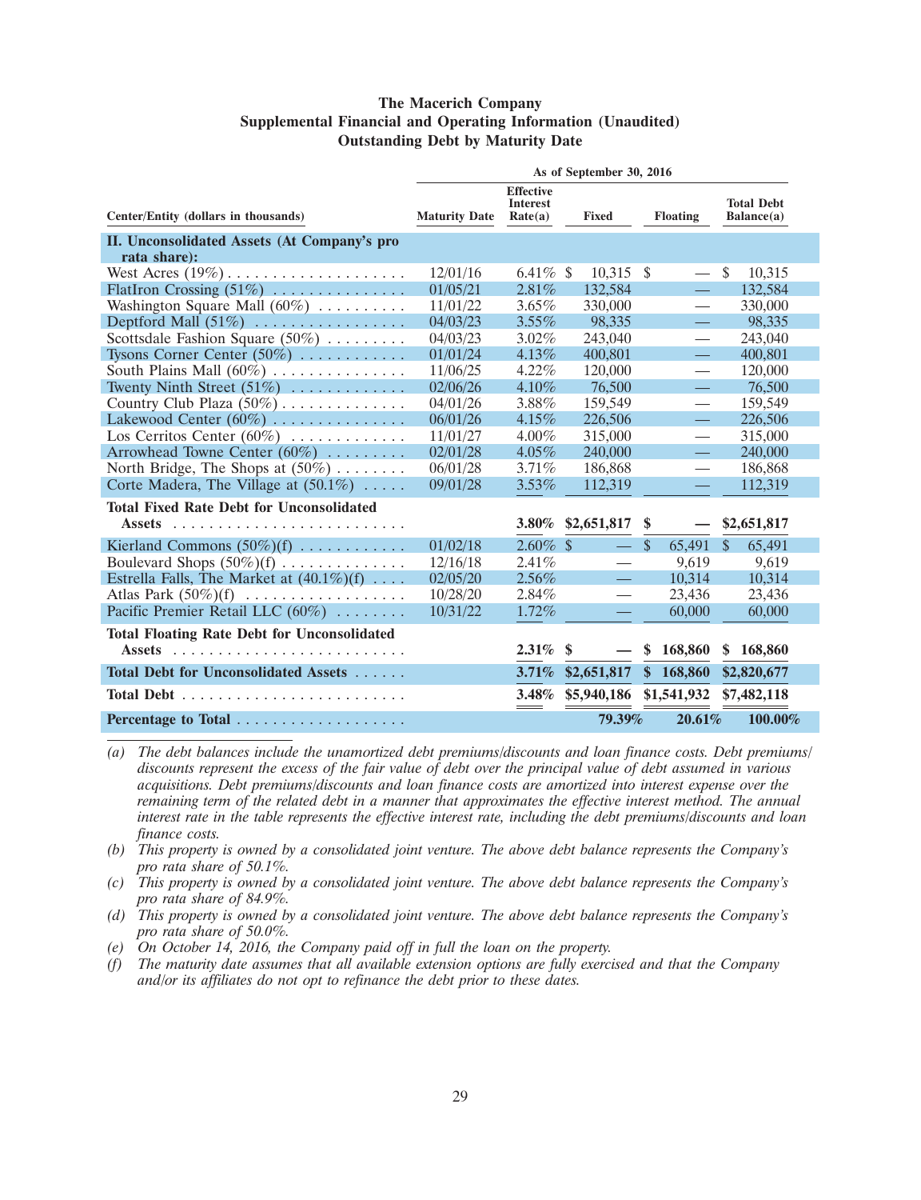**The Macerich Company**
**Supplemental Financial and Operating Information (Unaudited)**
**Outstanding Debt by Maturity Date**

| Center/Entity (dollars in thousands) | As of September 30, 2016 | | | | |
|---|---|---|---|---|---|
| | Maturity Date | Effective Interest Rate(a) | Fixed | Floating | Total Debt Balance(a) |
| **II. Unconsolidated Assets (At Company's pro rata share):** | | | | | |
| West Acres (19%) | 12/01/16 | 6.41% | $ 10,315 | $ — | $ 10,315 |
| FlatIron Crossing (51%) | 01/05/21 | 2.81% | 132,584 | — | 132,584 |
| Washington Square Mall (60%) | 11/01/22 | 3.65% | 330,000 | — | 330,000 |
| Deptford Mall (51%) | 04/03/23 | 3.55% | 98,335 | — | 98,335 |
| Scottsdale Fashion Square (50%) | 04/03/23 | 3.02% | 243,040 | — | 243,040 |
| Tysons Corner Center (50%) | 01/01/24 | 4.13% | 400,801 | — | 400,801 |
| South Plains Mall (60%) | 11/06/25 | 4.22% | 120,000 | — | 120,000 |
| Twenty Ninth Street (51%) | 02/06/26 | 4.10% | 76,500 | — | 76,500 |
| Country Club Plaza (50%) | 04/01/26 | 3.88% | 159,549 | — | 159,549 |
| Lakewood Center (60%) | 06/01/26 | 4.15% | 226,506 | — | 226,506 |
| Los Cerritos Center (60%) | 11/01/27 | 4.00% | 315,000 | — | 315,000 |
| Arrowhead Towne Center (60%) | 02/01/28 | 4.05% | 240,000 | — | 240,000 |
| North Bridge, The Shops at (50%) | 06/01/28 | 3.71% | 186,868 | — | 186,868 |
| Corte Madera, The Village at (50.1%) | 09/01/28 | 3.53% | 112,319 | — | 112,319 |
| **Total Fixed Rate Debt for Unconsolidated Assets** | | **3.80%** | **$2,651,817** | **$ —** | **$2,651,817** |
| Kierland Commons (50%)(f) | 01/02/18 | 2.60% | $ — | $ 65,491 | $ 65,491 |
| Boulevard Shops (50%)(f) | 12/16/18 | 2.41% | — | 9,619 | 9,619 |
| Estrella Falls, The Market at (40.1%)(f) | 02/05/20 | 2.56% | — | 10,314 | 10,314 |
| Atlas Park (50%)(f) | 10/28/20 | 2.84% | — | 23,436 | 23,436 |
| Pacific Premier Retail LLC (60%) | 10/31/22 | 1.72% | — | 60,000 | 60,000 |
| **Total Floating Rate Debt for Unconsolidated Assets** | | **2.31%** | **$ —** | **$ 168,860** | **$ 168,860** |
| **Total Debt for Unconsolidated Assets** | | **3.71%** | **$2,651,817** | **$ 168,860** | **$2,820,677** |
| **Total Debt** | | **3.48%** | **$5,940,186** | **$1,541,932** | **$7,482,118** |
| **Percentage to Total** | | | **79.39%** | **20.61%** | **100.00%** |

*(a) The debt balances include the unamortized debt premiums/discounts and loan finance costs. Debt premiums/discounts represent the excess of the fair value of debt over the principal value of debt assumed in various acquisitions. Debt premiums/discounts and loan finance costs are amortized into interest expense over the remaining term of the related debt in a manner that approximates the effective interest method. The annual interest rate in the table represents the effective interest rate, including the debt premiums/discounts and loan finance costs.*

*(b) This property is owned by a consolidated joint venture. The above debt balance represents the Company's pro rata share of 50.1%.*

*(c) This property is owned by a consolidated joint venture. The above debt balance represents the Company's pro rata share of 84.9%.*

*(d) This property is owned by a consolidated joint venture. The above debt balance represents the Company's pro rata share of 50.0%.*

*(e) On October 14, 2016, the Company paid off in full the loan on the property.*

*(f) The maturity date assumes that all available extension options are fully exercised and that the Company and/or its affiliates do not opt to refinance the debt prior to these dates.*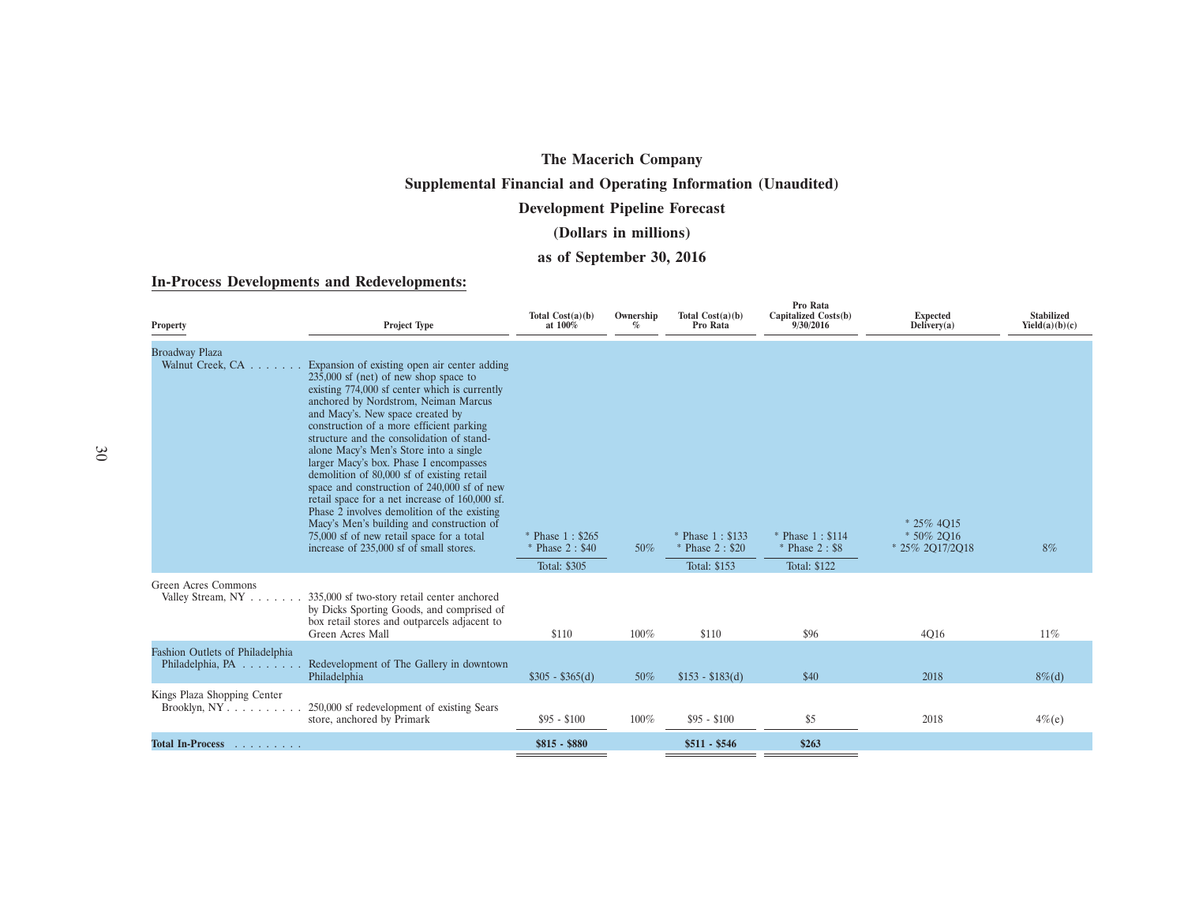# The Macerich Company

## Supplemental Financial and Operating Information (Unaudited)

## Development Pipeline Forecast

## (Dollars in millions)

## as of September 30, 2016

### In-Process Developments and Redevelopments:

| Property | Project Type | Total Cost(a)(b) at 100% | Ownership % | Total Cost(a)(b) Pro Rata | Pro Rata Capitalized Costs(b) 9/30/2016 | Expected Delivery(a) | Stabilized Yield(a)(b)(c) |
|---|---|---|---|---|---|---|---|
| Broadway Plaza Walnut Creek, CA | Expansion of existing open air center adding 235,000 sf (net) of new shop space to existing 774,000 sf center which is currently anchored by Nordstrom, Neiman Marcus and Macy's. New space created by construction of a more efficient parking structure and the consolidation of stand-alone Macy's Men's Store into a single larger Macy's box. Phase I encompasses demolition of 80,000 sf of existing retail space and construction of 240,000 sf of new retail space for a net increase of 160,000 sf. Phase 2 involves demolition of the existing Macy's Men's building and construction of 75,000 sf of new retail space for a total increase of 235,000 sf of small stores. | * Phase 1 : $265<br>* Phase 2 : $40<br>Total: $305 | 50% | * Phase 1 : $133<br>* Phase 2 : $20<br>Total: $153 | * Phase 1 : $114<br>* Phase 2 : $8<br>Total: $122 | * 25% 4Q15<br>* 50% 2Q16<br>* 25% 2Q17/2Q18 | 8% |
| Green Acres Commons Valley Stream, NY | 335,000 sf two-story retail center anchored by Dicks Sporting Goods, and comprised of box retail stores and outparcels adjacent to Green Acres Mall | $110 | 100% | $110 | $96 | 4Q16 | 11% |
| Fashion Outlets of Philadelphia Philadelphia, PA | Redevelopment of The Gallery in downtown Philadelphia | $305 - $365(d) | 50% | $153 - $183(d) | $40 | 2018 | 8%(d) |
| Kings Plaza Shopping Center Brooklyn, NY | 250,000 sf redevelopment of existing Sears store, anchored by Primark | $95 - $100 | 100% | $95 - $100 | $5 | 2018 | 4%(e) |
| **Total In-Process** | | **$815 - $880** | | **$511 - $546** | **$263** | | |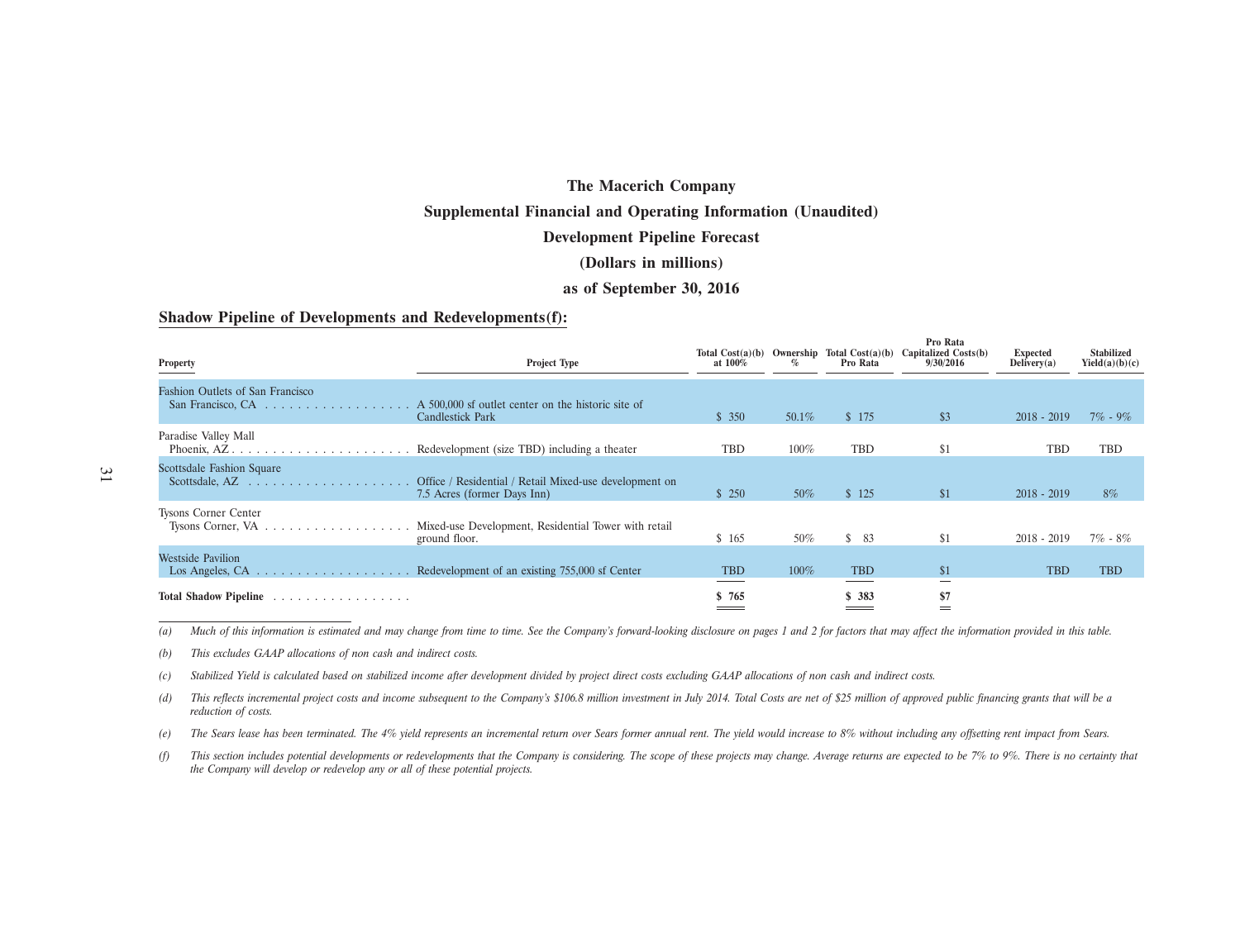# The Macerich Company

## Supplemental Financial and Operating Information (Unaudited)

## Development Pipeline Forecast

## (Dollars in millions)

## as of September 30, 2016

### Shadow Pipeline of Developments and Redevelopments(f):

| Property | Project Type | Total Cost(a)(b) at 100% | Ownership % | Total Cost(a)(b) Pro Rata | Pro Rata Capitalized Costs(b) 9/30/2016 | Expected Delivery(a) | Stabilized Yield(a)(b)(c) |
|---|---|---|---|---|---|---|---|
| Fashion Outlets of San Francisco<br>San Francisco, CA | A 500,000 sf outlet center on the historic site of Candlestick Park | $ 350 | 50.1% | $ 175 | $3 | 2018 - 2019 | 7% - 9% |
| Paradise Valley Mall<br>Phoenix, AZ | Redevelopment (size TBD) including a theater | TBD | 100% | TBD | $1 | TBD | TBD |
| Scottsdale Fashion Square<br>Scottsdale, AZ | Office / Residential / Retail Mixed-use development on 7.5 Acres (former Days Inn) | $ 250 | 50% | $ 125 | $1 | 2018 - 2019 | 8% |
| Tysons Corner Center<br>Tysons Corner, VA | Mixed-use Development, Residential Tower with retail ground floor. | $ 165 | 50% | $ 83 | $1 | 2018 - 2019 | 7% - 8% |
| Westside Pavilion<br>Los Angeles, CA | Redevelopment of an existing 755,000 sf Center | TBD | 100% | TBD | $1 | TBD | TBD |
| **Total Shadow Pipeline** | | **$ 765** | | **$ 383** | **$7** | | |

*(a) Much of this information is estimated and may change from time to time. See the Company's forward-looking disclosure on pages 1 and 2 for factors that may affect the information provided in this table.*

*(b) This excludes GAAP allocations of non cash and indirect costs.*

*(c) Stabilized Yield is calculated based on stabilized income after development divided by project direct costs excluding GAAP allocations of non cash and indirect costs.*

*(d) This reflects incremental project costs and income subsequent to the Company's $106.8 million investment in July 2014. Total Costs are net of $25 million of approved public financing grants that will be a reduction of costs.*

*(e) The Sears lease has been terminated. The 4% yield represents an incremental return over Sears former annual rent. The yield would increase to 8% without including any offsetting rent impact from Sears.*

*(f) This section includes potential developments or redevelopments that the Company is considering. The scope of these projects may change. Average returns are expected to be 7% to 9%. There is no certainty that the Company will develop or redevelop any or all of these potential projects.*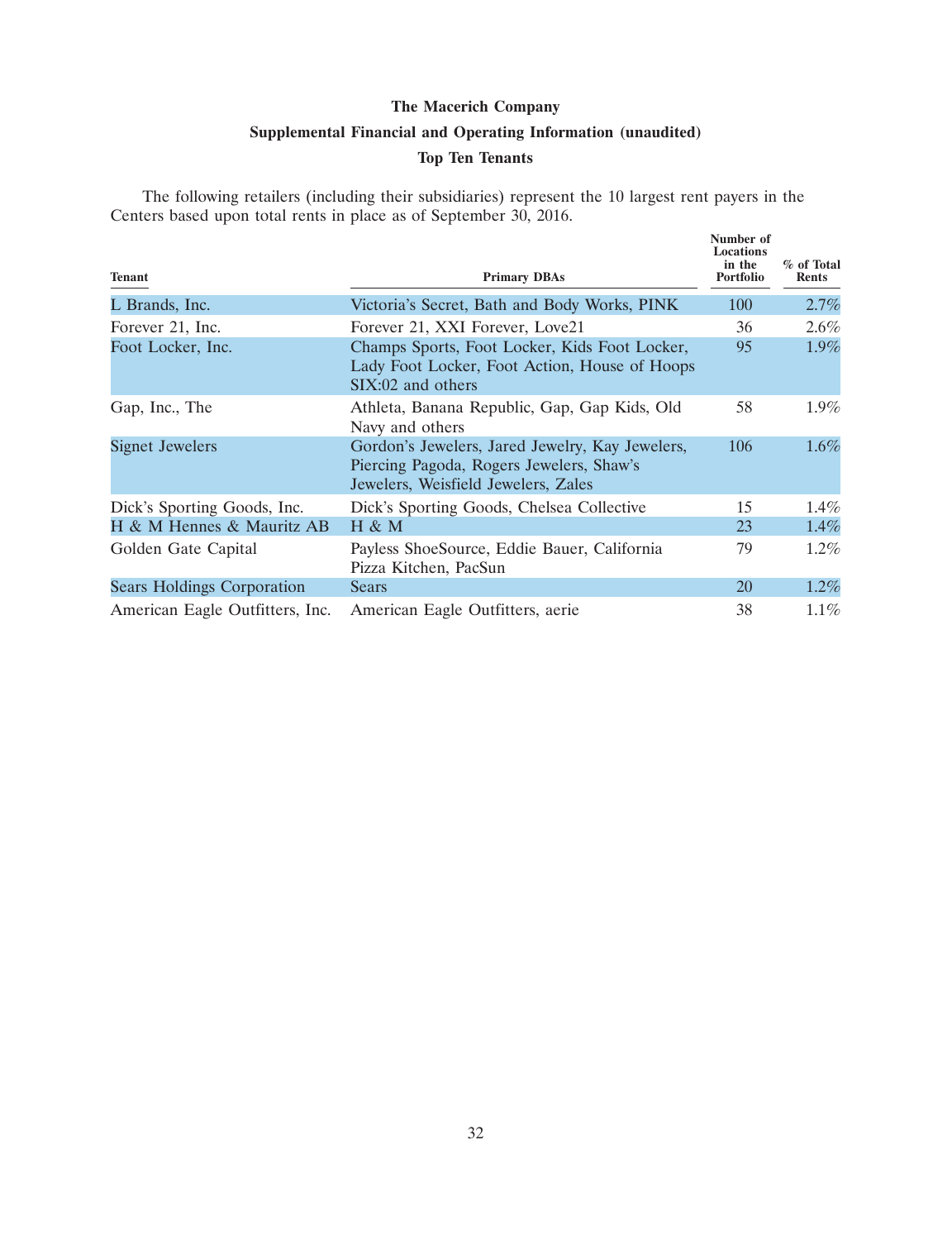# The Macerich Company

## Supplemental Financial and Operating Information (unaudited)

### Top Ten Tenants

The following retailers (including their subsidiaries) represent the 10 largest rent payers in the Centers based upon total rents in place as of September 30, 2016.

| Tenant | Primary DBAs | Number of Locations in the Portfolio | % of Total Rents |
|---|---|---|---|
| L Brands, Inc. | Victoria's Secret, Bath and Body Works, PINK | 100 | 2.7% |
| Forever 21, Inc. | Forever 21, XXI Forever, Love21 | 36 | 2.6% |
| Foot Locker, Inc. | Champs Sports, Foot Locker, Kids Foot Locker, Lady Foot Locker, Foot Action, House of Hoops SIX:02 and others | 95 | 1.9% |
| Gap, Inc., The | Athleta, Banana Republic, Gap, Gap Kids, Old Navy and others | 58 | 1.9% |
| Signet Jewelers | Gordon's Jewelers, Jared Jewelry, Kay Jewelers, Piercing Pagoda, Rogers Jewelers, Shaw's Jewelers, Weisfield Jewelers, Zales | 106 | 1.6% |
| Dick's Sporting Goods, Inc. | Dick's Sporting Goods, Chelsea Collective | 15 | 1.4% |
| H & M Hennes & Mauritz AB | H & M | 23 | 1.4% |
| Golden Gate Capital | Payless ShoeSource, Eddie Bauer, California Pizza Kitchen, PacSun | 79 | 1.2% |
| Sears Holdings Corporation | Sears | 20 | 1.2% |
| American Eagle Outfitters, Inc. | American Eagle Outfitters, aerie | 38 | 1.1% |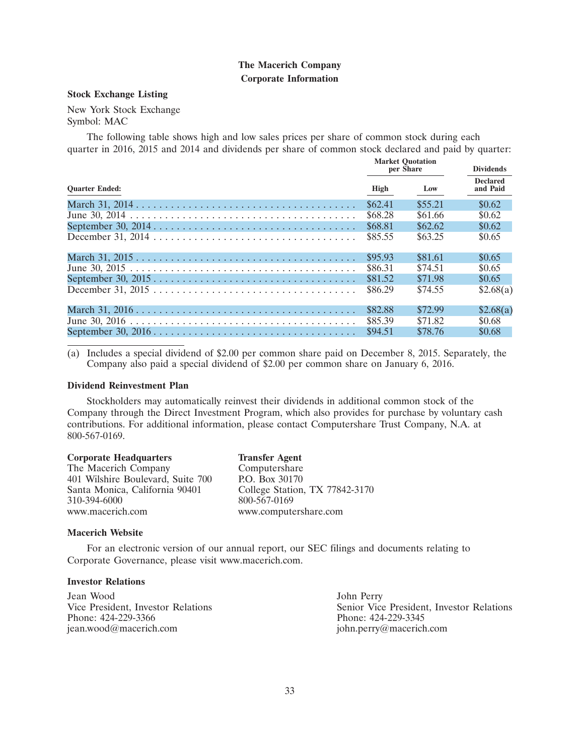## The Macerich Company
## Corporate Information

**Stock Exchange Listing**

New York Stock Exchange
Symbol: MAC

The following table shows high and low sales prices per share of common stock during each quarter in 2016, 2015 and 2014 and dividends per share of common stock declared and paid by quarter:

| | Market Quotation per Share | | Dividends |
|---|---|---|---|
| **Quarter Ended:** | **High** | **Low** | **Declared and Paid** |
| March 31, 2014 | $62.41 | $55.21 | $0.62 |
| June 30, 2014 | $68.28 | $61.66 | $0.62 |
| September 30, 2014 | $68.81 | $62.62 | $0.62 |
| December 31, 2014 | $85.55 | $63.25 | $0.65 |
| March 31, 2015 | $95.93 | $81.61 | $0.65 |
| June 30, 2015 | $86.31 | $74.51 | $0.65 |
| September 30, 2015 | $81.52 | $71.98 | $0.65 |
| December 31, 2015 | $86.29 | $74.55 | $2.68(a) |
| March 31, 2016 | $82.88 | $72.99 | $2.68(a) |
| June 30, 2016 | $85.39 | $71.82 | $0.68 |
| September 30, 2016 | $94.51 | $78.76 | $0.68 |

(a) Includes a special dividend of $2.00 per common share paid on December 8, 2015. Separately, the Company also paid a special dividend of $2.00 per common share on January 6, 2016.

**Dividend Reinvestment Plan**

Stockholders may automatically reinvest their dividends in additional common stock of the Company through the Direct Investment Program, which also provides for purchase by voluntary cash contributions. For additional information, please contact Computershare Trust Company, N.A. at 800-567-0169.

**Corporate Headquarters**
The Macerich Company
401 Wilshire Boulevard, Suite 700
Santa Monica, California 90401
310-394-6000
www.macerich.com

**Transfer Agent**
Computershare
P.O. Box 30170
College Station, TX 77842-3170
800-567-0169
www.computershare.com

**Macerich Website**

For an electronic version of our annual report, our SEC filings and documents relating to Corporate Governance, please visit www.macerich.com.

**Investor Relations**

Jean Wood
Vice President, Investor Relations
Phone: 424-229-3366
jean.wood@macerich.com

John Perry
Senior Vice President, Investor Relations
Phone: 424-229-3345
john.perry@macerich.com